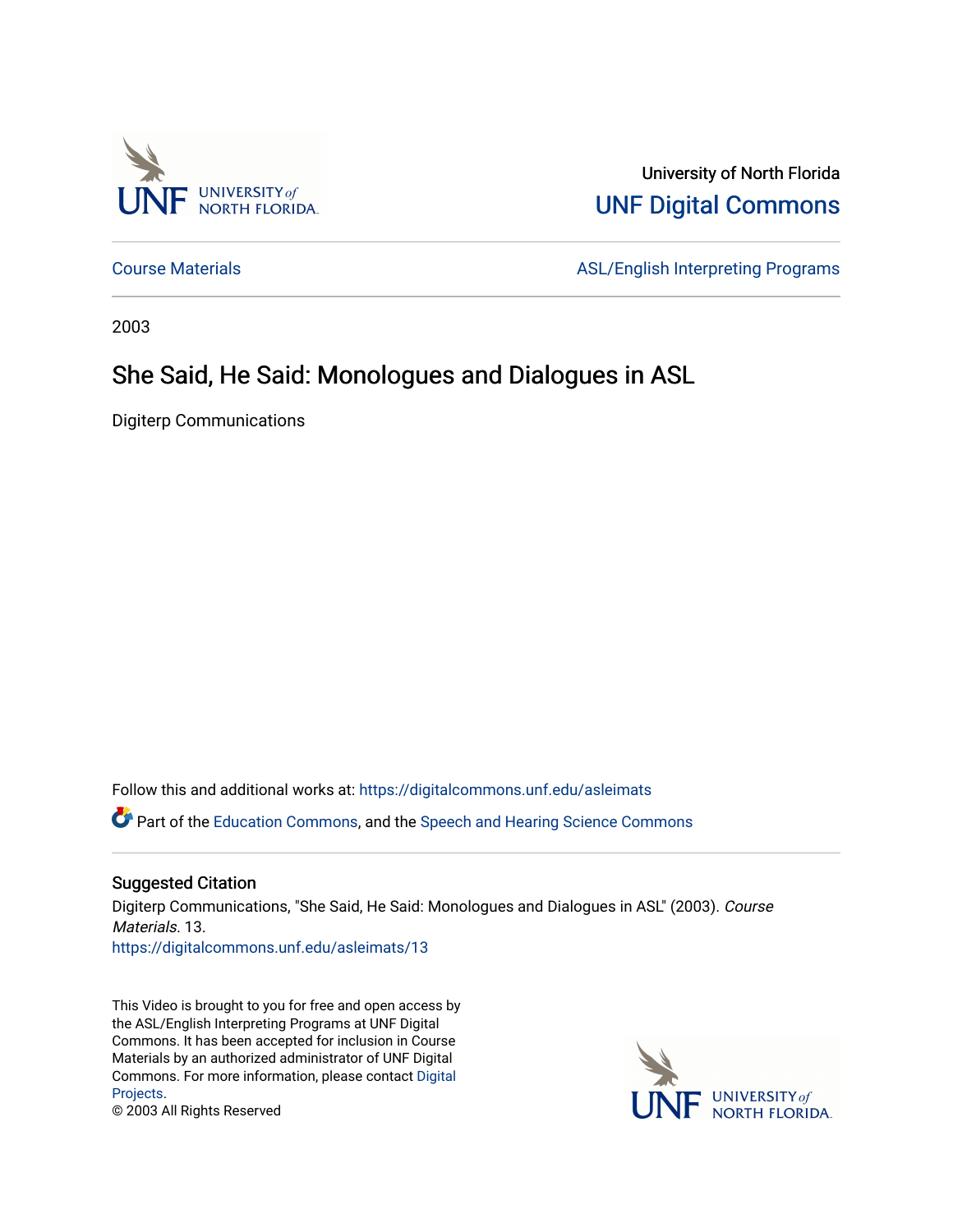University of North Florida

UNF Digital Commons

Course Materials | ASL/English Interpreting Programs

2003

# She Said, He Said: Monologues and Dialogues in ASL

Digiterp Communications

Follow this and additional works at: https://digitalcommons.unf.edu/asleimats

Part of the Education Commons, and the Speech and Hearing Science Commons

## Suggested Citation

Digiterp Communications, "She Said, He Said: Monologues and Dialogues in ASL" (2003). *Course Materials*. 13.
https://digitalcommons.unf.edu/asleimats/13

This Video is brought to you for free and open access by the ASL/English Interpreting Programs at UNF Digital Commons. It has been accepted for inclusion in Course Materials by an authorized administrator of UNF Digital Commons. For more information, please contact Digital Projects.
© 2003 All Rights Reserved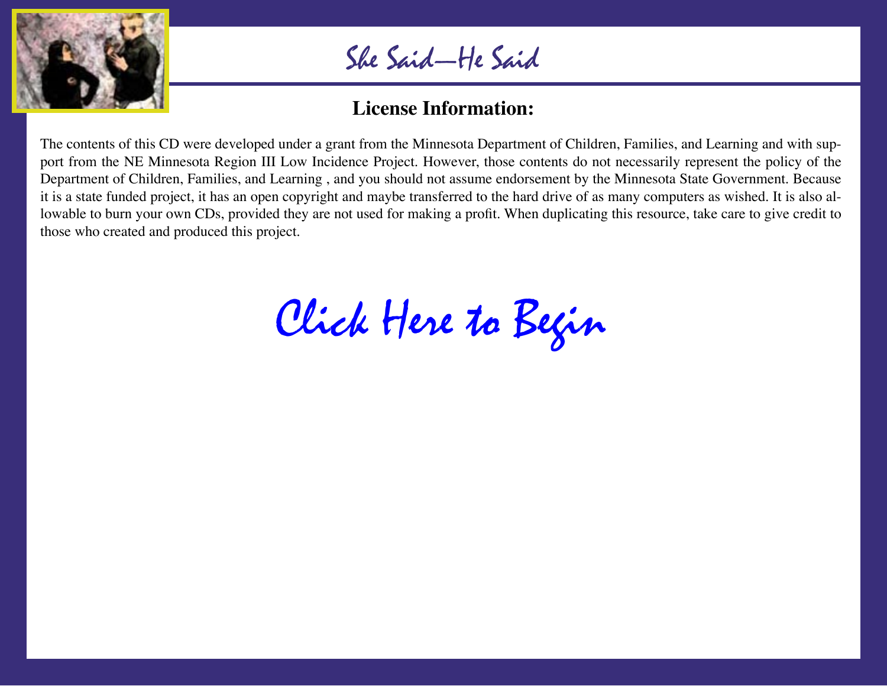# She Said—He Said

## License Information:

The contents of this CD were developed under a grant from the Minnesota Department of Children, Families, and Learning and with support from the NE Minnesota Region III Low Incidence Project. However, those contents do not necessarily represent the policy of the Department of Children, Families, and Learning , and you should not assume endorsement by the Minnesota State Government. Because it is a state funded project, it has an open copyright and maybe transferred to the hard drive of as many computers as wished. It is also allowable to burn your own CDs, provided they are not used for making a profit. When duplicating this resource, take care to give credit to those who created and produced this project.

Click Here to Begin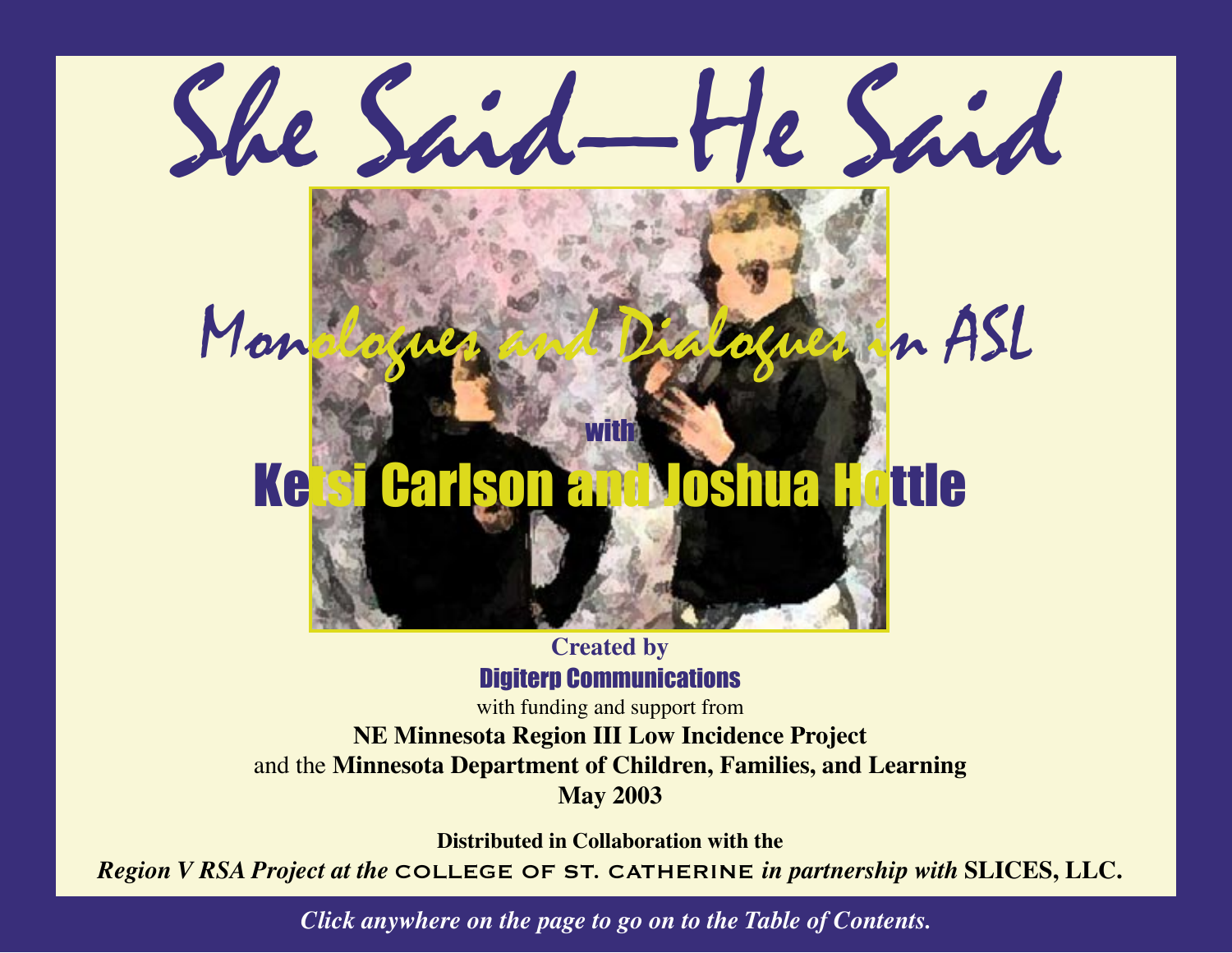# She Said—He Said

## Monologues and Dialogues in ASL

with

## Kelsi Carlson and Joshua Hottle

**Created by**

**Digiterp Communications**

with funding and support from

**NE Minnesota Region III Low Incidence Project**

and the **Minnesota Department of Children, Families, and Learning**

**May 2003**

**Distributed in Collaboration with the**

***Region V RSA Project at the*** **COLLEGE OF ST. CATHERINE** ***in partnership with*** **SLICES, LLC.**

***Click anywhere on the page to go on to the Table of Contents.***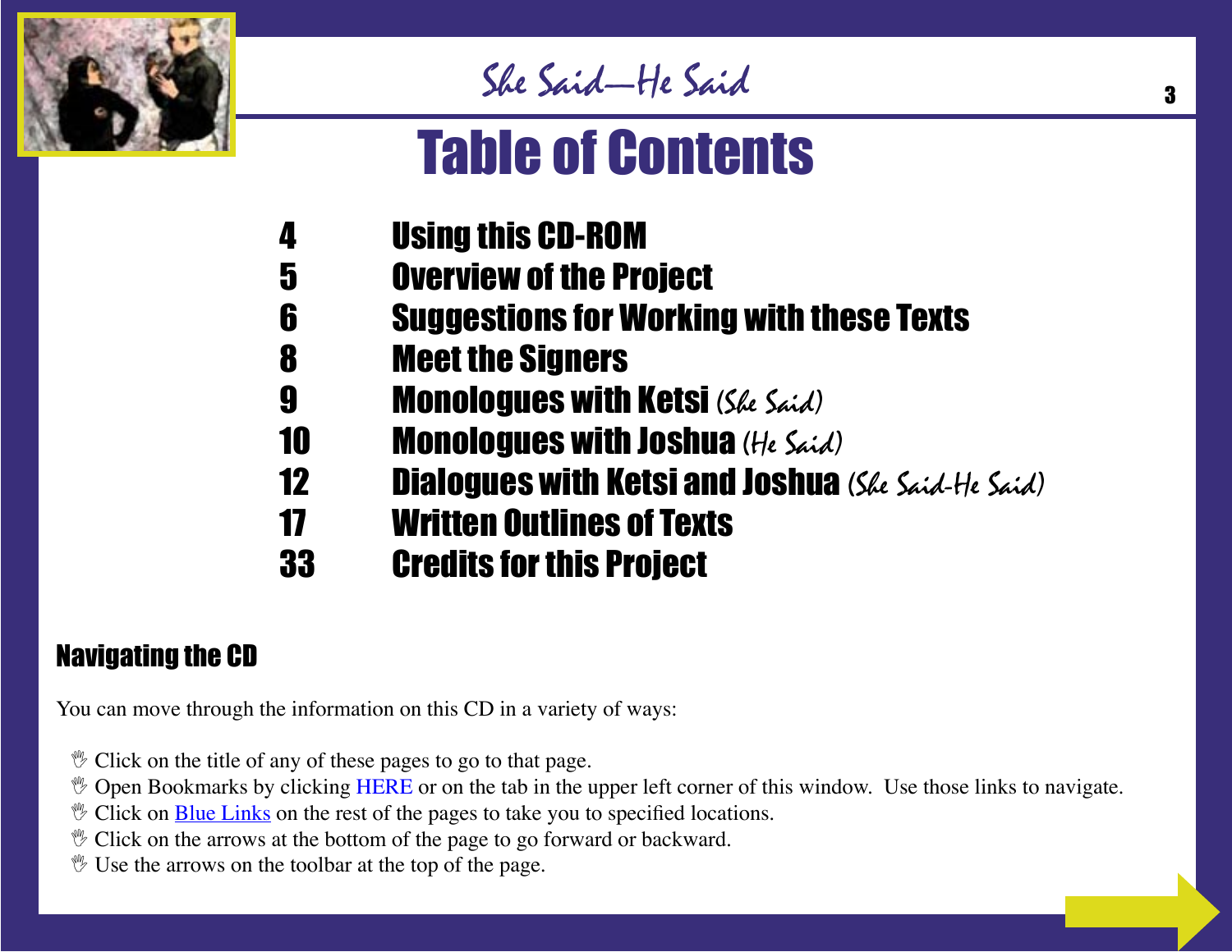# Table of Contents

| | |
|---|---|
| 4 | Using this CD-ROM |
| 5 | Overview of the Project |
| 6 | Suggestions for Working with these Texts |
| 8 | Meet the Signers |
| 9 | Monologues with Ketsi *(She Said)* |
| 10 | Monologues with Joshua *(He Said)* |
| 12 | Dialogues with Ketsi and Joshua *(She Said-He Said)* |
| 17 | Written Outlines of Texts |
| 33 | Credits for this Project |

## Navigating the CD

You can move through the information on this CD in a variety of ways:

- Click on the title of any of these pages to go to that page.
- Open Bookmarks by clicking HERE or on the tab in the upper left corner of this window. Use those links to navigate.
- Click on Blue Links on the rest of the pages to take you to specified locations.
- Click on the arrows at the bottom of the page to go forward or backward.
- Use the arrows on the toolbar at the top of the page.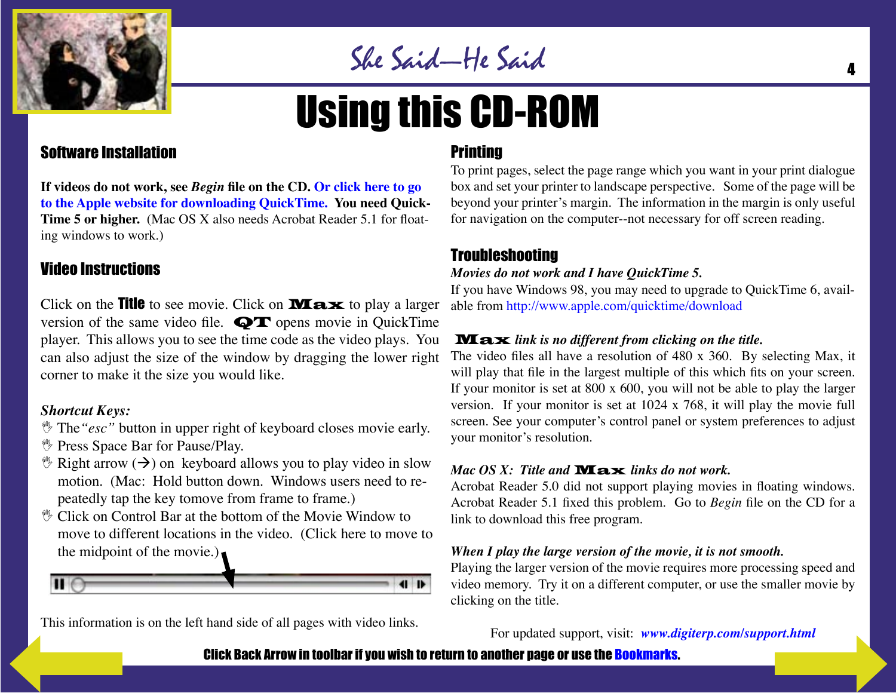# Using this CD-ROM

## Software Installation

**If videos do not work, see *Begin* file on the CD. Or click here to go to the Apple website for downloading QuickTime. You need QuickTime 5 or higher.** (Mac OS X also needs Acrobat Reader 5.1 for floating windows to work.)

## Video Instructions

Click on the **Title** to see movie. Click on **Max** to play a larger version of the same video file. **QT** opens movie in QuickTime player. This allows you to see the time code as the video plays. You can also adjust the size of the window by dragging the lower right corner to make it the size you would like.

*Shortcut Keys:*

- The *"esc"* button in upper right of keyboard closes movie early.
- Press Space Bar for Pause/Play.
- Right arrow (→) on keyboard allows you to play video in slow motion. (Mac: Hold button down. Windows users need to repeatedly tap the key tomove from frame to frame.)
- Click on Control Bar at the bottom of the Movie Window to move to different locations in the video. (Click here to move to the midpoint of the movie.)

This information is on the left hand side of all pages with video links.

## Printing

To print pages, select the page range which you want in your print dialogue box and set your printer to landscape perspective. Some of the page will be beyond your printer's margin. The information in the margin is only useful for navigation on the computer--not necessary for off screen reading.

## Troubleshooting

***Movies do not work and I have QuickTime 5.***

If you have Windows 98, you may need to upgrade to QuickTime 6, available from http://www.apple.com/quicktime/download

***Max link is no different from clicking on the title.***

The video files all have a resolution of 480 x 360. By selecting Max, it will play that file in the largest multiple of this which fits on your screen. If your monitor is set at 800 x 600, you will not be able to play the larger version. If your monitor is set at 1024 x 768, it will play the movie full screen. See your computer's control panel or system preferences to adjust your monitor's resolution.

***Mac OS X: Title and Max links do not work.***

Acrobat Reader 5.0 did not support playing movies in floating windows. Acrobat Reader 5.1 fixed this problem. Go to *Begin* file on the CD for a link to download this free program.

***When I play the large version of the movie, it is not smooth.***

Playing the larger version of the movie requires more processing speed and video memory. Try it on a different computer, or use the smaller movie by clicking on the title.

For updated support, visit: ***www.digiterp.com/support.html***

**Click Back Arrow in toolbar if you wish to return to another page or use the Bookmarks.**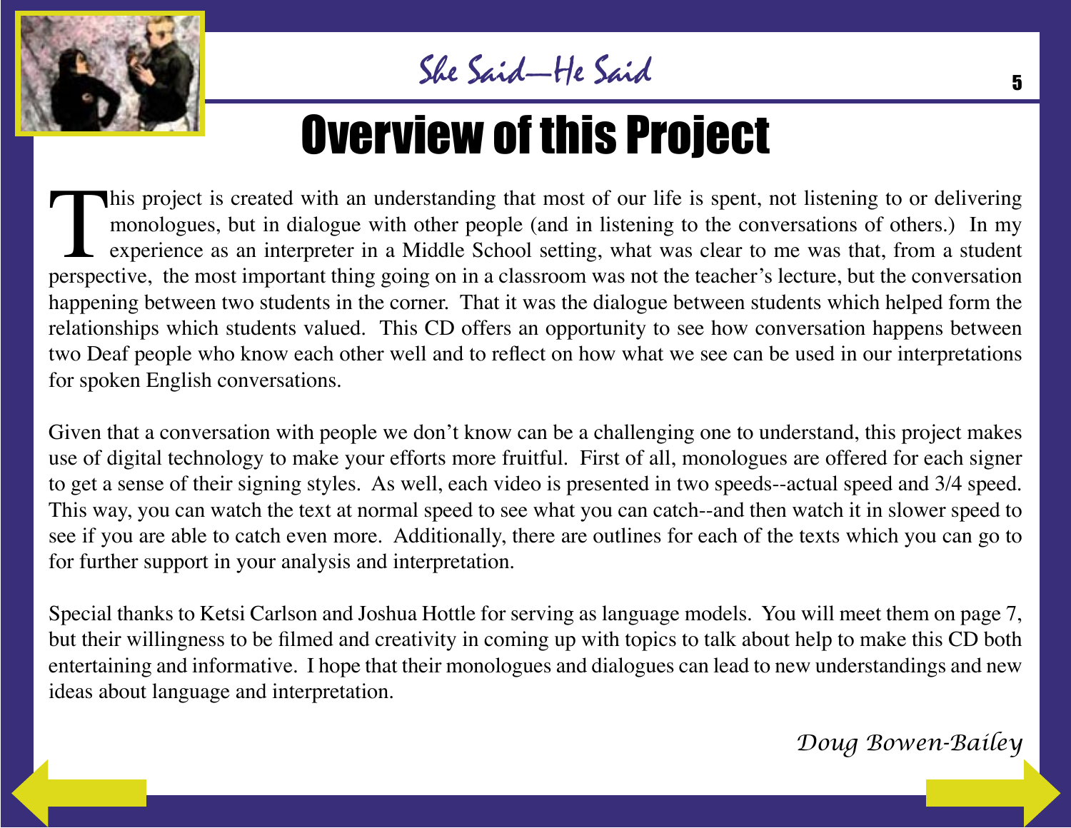# Overview of this Project

This project is created with an understanding that most of our life is spent, not listening to or delivering monologues, but in dialogue with other people (and in listening to the conversations of others.) In my experience as an interpreter in a Middle School setting, what was clear to me was that, from a student perspective, the most important thing going on in a classroom was not the teacher's lecture, but the conversation happening between two students in the corner. That it was the dialogue between students which helped form the relationships which students valued. This CD offers an opportunity to see how conversation happens between two Deaf people who know each other well and to reflect on how what we see can be used in our interpretations for spoken English conversations.

Given that a conversation with people we don't know can be a challenging one to understand, this project makes use of digital technology to make your efforts more fruitful. First of all, monologues are offered for each signer to get a sense of their signing styles. As well, each video is presented in two speeds--actual speed and 3/4 speed. This way, you can watch the text at normal speed to see what you can catch--and then watch it in slower speed to see if you are able to catch even more. Additionally, there are outlines for each of the texts which you can go to for further support in your analysis and interpretation.

Special thanks to Ketsi Carlson and Joshua Hottle for serving as language models. You will meet them on page 7, but their willingness to be filmed and creativity in coming up with topics to talk about help to make this CD both entertaining and informative. I hope that their monologues and dialogues can lead to new understandings and new ideas about language and interpretation.

*Doug Bowen-Bailey*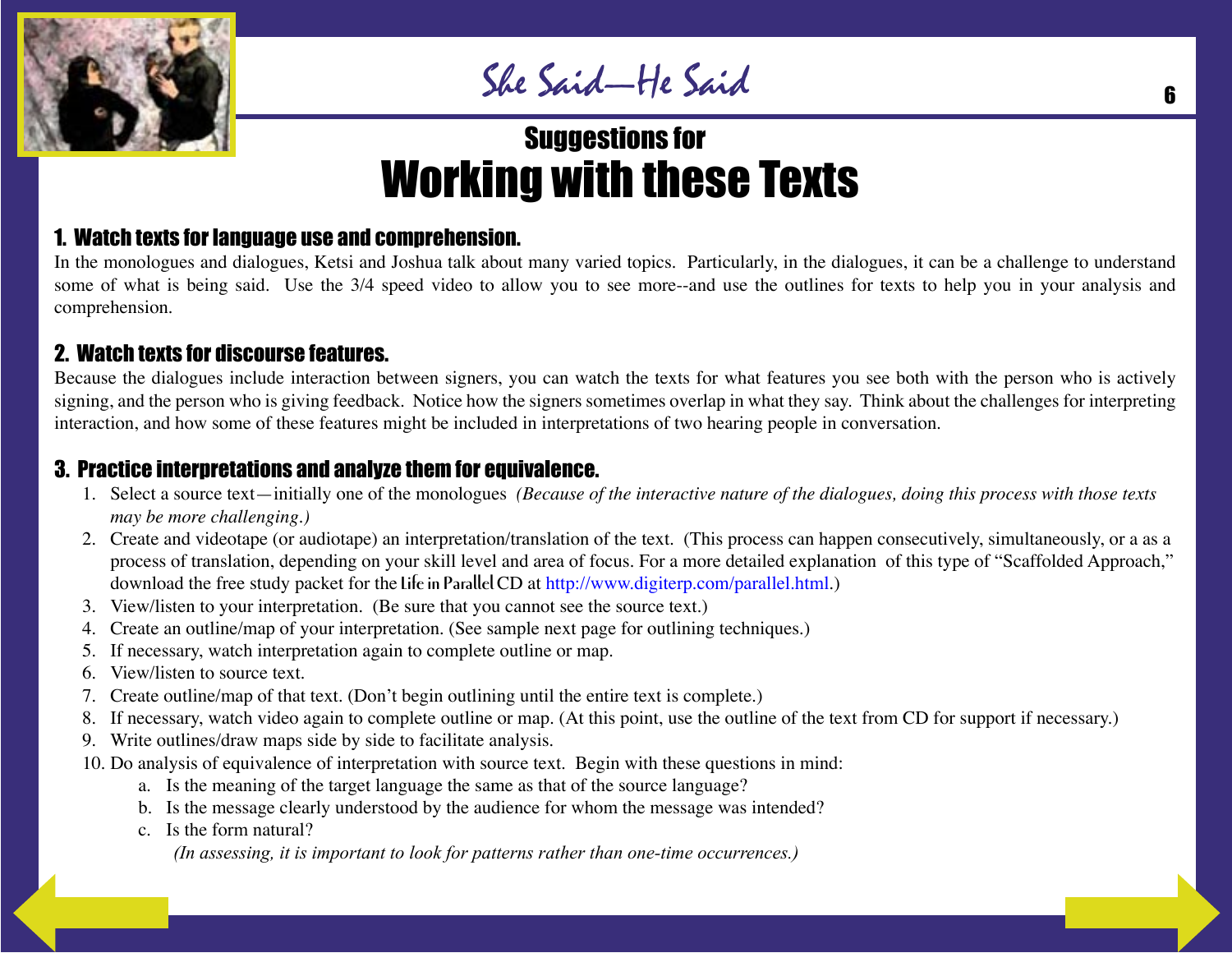# Suggestions for Working with these Texts

## 1. Watch texts for language use and comprehension.

In the monologues and dialogues, Ketsi and Joshua talk about many varied topics. Particularly, in the dialogues, it can be a challenge to understand some of what is being said. Use the 3/4 speed video to allow you to see more--and use the outlines for texts to help you in your analysis and comprehension.

## 2. Watch texts for discourse features.

Because the dialogues include interaction between signers, you can watch the texts for what features you see both with the person who is actively signing, and the person who is giving feedback. Notice how the signers sometimes overlap in what they say. Think about the challenges for interpreting interaction, and how some of these features might be included in interpretations of two hearing people in conversation.

## 3. Practice interpretations and analyze them for equivalence.

1. Select a source text—initially one of the monologues *(Because of the interactive nature of the dialogues, doing this process with those texts may be more challenging.)*
2. Create and videotape (or audiotape) an interpretation/translation of the text. (This process can happen consecutively, simultaneously, or a as a process of translation, depending on your skill level and area of focus. For a more detailed explanation of this type of "Scaffolded Approach," download the free study packet for the Life in Parallel CD at http://www.digiterp.com/parallel.html.)
3. View/listen to your interpretation. (Be sure that you cannot see the source text.)
4. Create an outline/map of your interpretation. (See sample next page for outlining techniques.)
5. If necessary, watch interpretation again to complete outline or map.
6. View/listen to source text.
7. Create outline/map of that text. (Don't begin outlining until the entire text is complete.)
8. If necessary, watch video again to complete outline or map. (At this point, use the outline of the text from CD for support if necessary.)
9. Write outlines/draw maps side by side to facilitate analysis.
10. Do analysis of equivalence of interpretation with source text. Begin with these questions in mind:
    a. Is the meaning of the target language the same as that of the source language?
    b. Is the message clearly understood by the audience for whom the message was intended?
    c. Is the form natural?
    
    *(In assessing, it is important to look for patterns rather than one-time occurrences.)*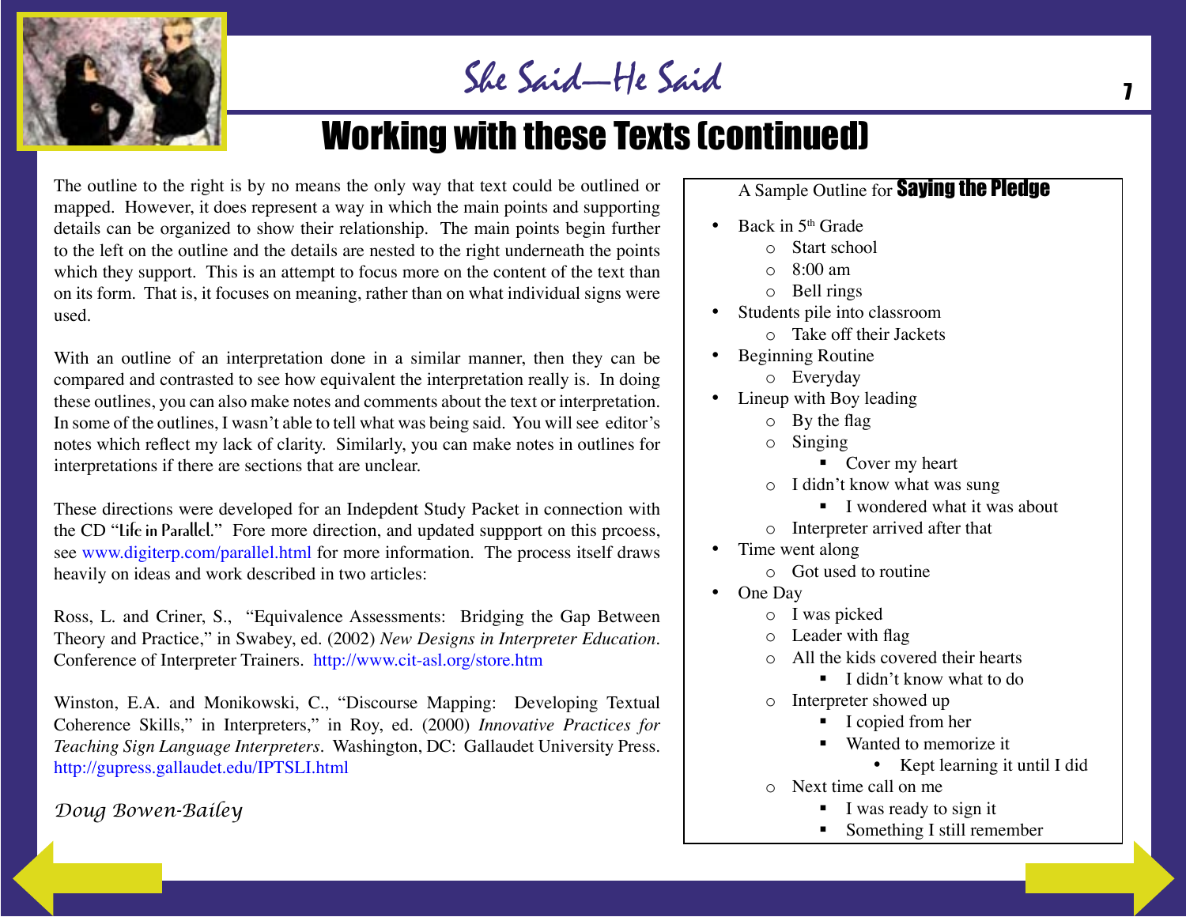# Working with these Texts (continued)

The outline to the right is by no means the only way that text could be outlined or mapped. However, it does represent a way in which the main points and supporting details can be organized to show their relationship. The main points begin further to the left on the outline and the details are nested to the right underneath the points which they support. This is an attempt to focus more on the content of the text than on its form. That is, it focuses on meaning, rather than on what individual signs were used.

With an outline of an interpretation done in a similar manner, then they can be compared and contrasted to see how equivalent the interpretation really is. In doing these outlines, you can also make notes and comments about the text or interpretation. In some of the outlines, I wasn't able to tell what was being said. You will see editor's notes which reflect my lack of clarity. Similarly, you can make notes in outlines for interpretations if there are sections that are unclear.

These directions were developed for an Indepdent Study Packet in connection with the CD "Life in Parallel." Fore more direction, and updated suppport on this prcoess, see www.digiterp.com/parallel.html for more information. The process itself draws heavily on ideas and work described in two articles:

Ross, L. and Criner, S., "Equivalence Assessments: Bridging the Gap Between Theory and Practice," in Swabey, ed. (2002) *New Designs in Interpreter Education*. Conference of Interpreter Trainers. http://www.cit-asl.org/store.htm

Winston, E.A. and Monikowski, C., "Discourse Mapping: Developing Textual Coherence Skills," in Interpreters," in Roy, ed. (2000) *Innovative Practices for Teaching Sign Language Interpreters*. Washington, DC: Gallaudet University Press. http://gupress.gallaudet.edu/IPTSLI.html

*Doug Bowen-Bailey*

A Sample Outline for **Saying the Pledge**

- Back in 5th Grade
  - Start school
  - 8:00 am
  - Bell rings
- Students pile into classroom
  - Take off their Jackets
- Beginning Routine
  - Everyday
- Lineup with Boy leading
  - By the flag
  - Singing
    - Cover my heart
  - I didn't know what was sung
    - I wondered what it was about
  - Interpreter arrived after that
- Time went along
  - Got used to routine
- One Day
  - I was picked
  - Leader with flag
  - All the kids covered their hearts
    - I didn't know what to do
  - Interpreter showed up
    - I copied from her
    - Wanted to memorize it
      - Kept learning it until I did
  - Next time call on me
    - I was ready to sign it
    - Something I still remember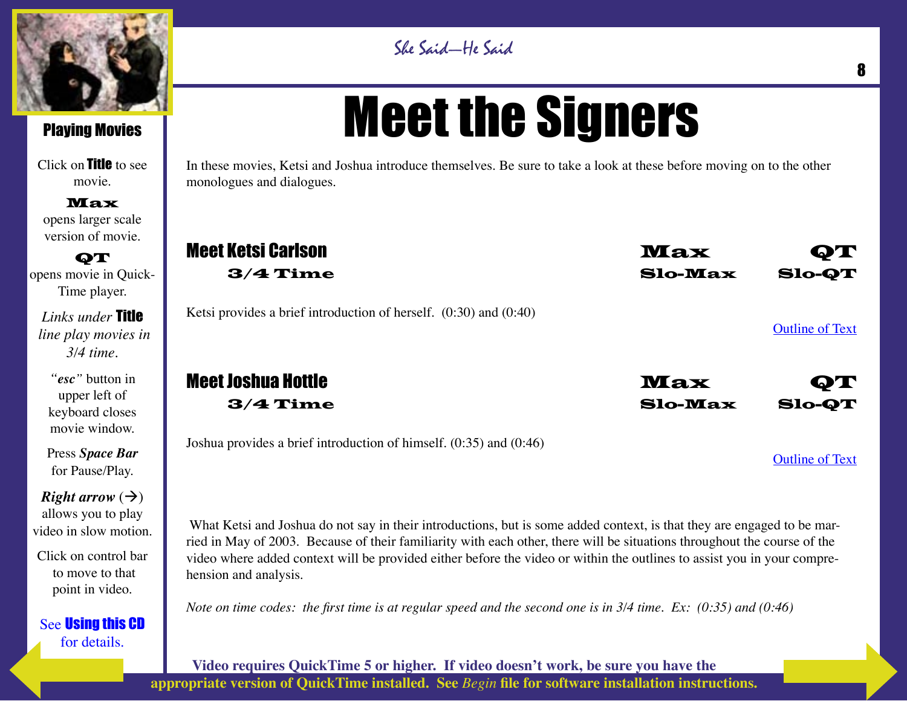## Playing Movies

Click on **Title** to see movie.

**Max**
opens larger scale version of movie.

**QT**
opens movie in QuickTime player.

*Links under* **Title** *line play movies in 3/4 time*.

*"esc"* button in upper left of keyboard closes movie window.

Press ***Space Bar*** for Pause/Play.

***Right arrow*** (→) allows you to play video in slow motion.

Click on control bar to move to that point in video.

See **Using this CD** for details.

# Meet the Signers

In these movies, Ketsi and Joshua introduce themselves. Be sure to take a look at these before moving on to the other monologues and dialogues.

**Meet Ketsi Carlson** **Max** **QT**

**3/4 Time** **Slo-Max** **Slo-QT**

Ketsi provides a brief introduction of herself. (0:30) and (0:40)

Outline of Text

**Meet Joshua Hottle** **Max** **QT**

**3/4 Time** **Slo-Max** **Slo-QT**

Joshua provides a brief introduction of himself. (0:35) and (0:46)

Outline of Text

What Ketsi and Joshua do not say in their introductions, but is some added context, is that they are engaged to be married in May of 2003. Because of their familiarity with each other, there will be situations throughout the course of the video where added context will be provided either before the video or within the outlines to assist you in your comprehension and analysis.

*Note on time codes: the first time is at regular speed and the second one is in 3/4 time. Ex: (0:35) and (0:46)*

**Video requires QuickTime 5 or higher. If video doesn't work, be sure you have the appropriate version of QuickTime installed. See *Begin* file for software installation instructions.**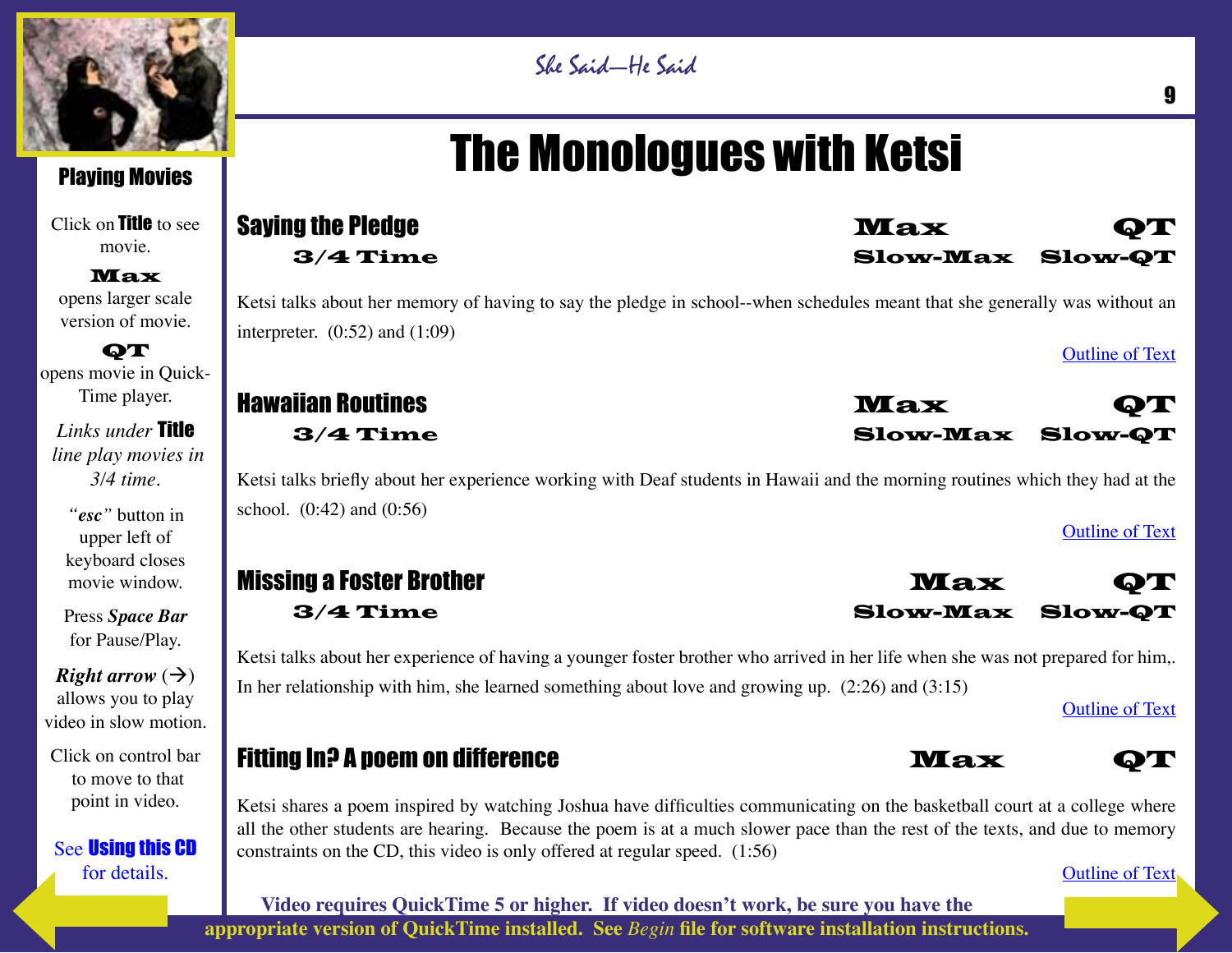# The Monologues with Ketsi

## Saying the Pledge

3/4 Time — Max — QT — Slow-Max — Slow-QT

Ketsi talks about her memory of having to say the pledge in school--when schedules meant that she generally was without an interpreter. (0:52) and (1:09)

Outline of Text

## Hawaiian Routines

3/4 Time — Max — QT — Slow-Max — Slow-QT

Ketsi talks briefly about her experience working with Deaf students in Hawaii and the morning routines which they had at the school. (0:42) and (0:56)

Outline of Text

## Missing a Foster Brother

3/4 Time — Max — QT — Slow-Max — Slow-QT

Ketsi talks about her experience of having a younger foster brother who arrived in her life when she was not prepared for him,. In her relationship with him, she learned something about love and growing up. (2:26) and (3:15)

Outline of Text

## Fitting In? A poem on difference

Max — QT

Ketsi shares a poem inspired by watching Joshua have difficulties communicating on the basketball court at a college where all the other students are hearing. Because the poem is at a much slower pace than the rest of the texts, and due to memory constraints on the CD, this video is only offered at regular speed. (1:56)

Outline of Text

**Video requires QuickTime 5 or higher. If video doesn't work, be sure you have the appropriate version of QuickTime installed. See *Begin* file for software installation instructions.**

### Playing Movies

Click on **Title** to see movie.

**Max** opens larger scale version of movie.

**QT** opens movie in Quick-Time player.

*Links under* **Title** *line play movies in 3/4 time.*

*"esc"* button in upper left of keyboard closes movie window.

Press ***Space Bar*** for Pause/Play.

***Right arrow*** (→) allows you to play video in slow motion.

Click on control bar to move to that point in video.

See **Using this CD** for details.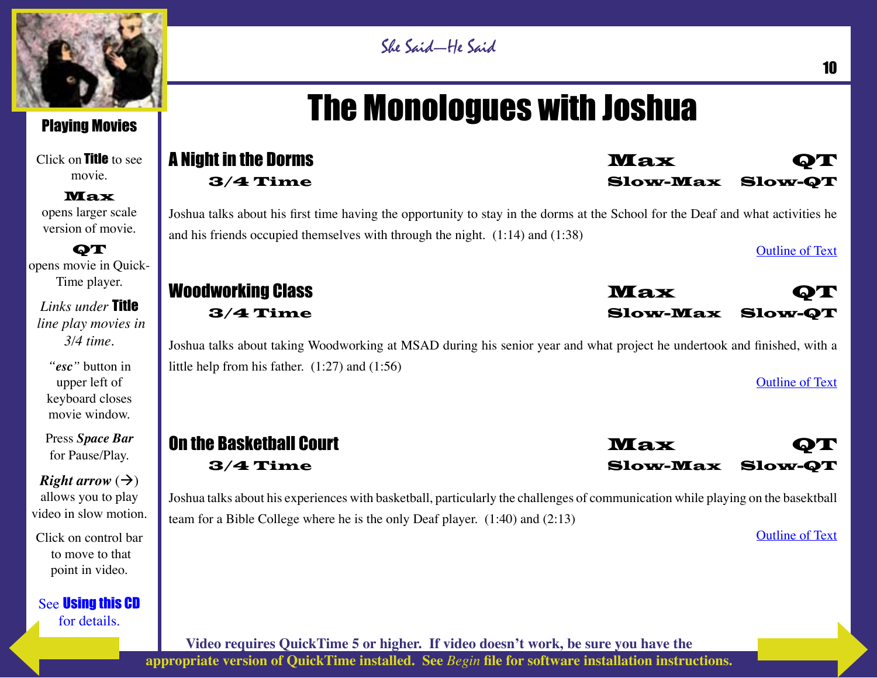# The Monologues with Joshua

## A Night in the Dorms

**3/4 Time** | **Max** | **QT** | **Slow-Max** | **Slow-QT**

Joshua talks about his first time having the opportunity to stay in the dorms at the School for the Deaf and what activities he and his friends occupied themselves with through the night. (1:14) and (1:38)

Outline of Text

## Woodworking Class

**3/4 Time** | **Max** | **QT** | **Slow-Max** | **Slow-QT**

Joshua talks about taking Woodworking at MSAD during his senior year and what project he undertook and finished, with a little help from his father. (1:27) and (1:56)

Outline of Text

## On the Basketball Court

**3/4 Time** | **Max** | **QT** | **Slow-Max** | **Slow-QT**

Joshua talks about his experiences with basketball, particularly the challenges of communication while playing on the basektball team for a Bible College where he is the only Deaf player. (1:40) and (2:13)

Outline of Text

### Playing Movies

Click on **Title** to see movie.

**Max** opens larger scale version of movie.

**QT** opens movie in Quick-Time player.

*Links under* **Title** *line play movies in 3/4 time.*

*"esc"* button in upper left of keyboard closes movie window.

Press ***Space Bar*** for Pause/Play.

***Right arrow*** (→) allows you to play video in slow motion.

Click on control bar to move to that point in video.

See **Using this CD** for details.

**Video requires QuickTime 5 or higher. If video doesn't work, be sure you have the appropriate version of QuickTime installed. See *Begin* file for software installation instructions.**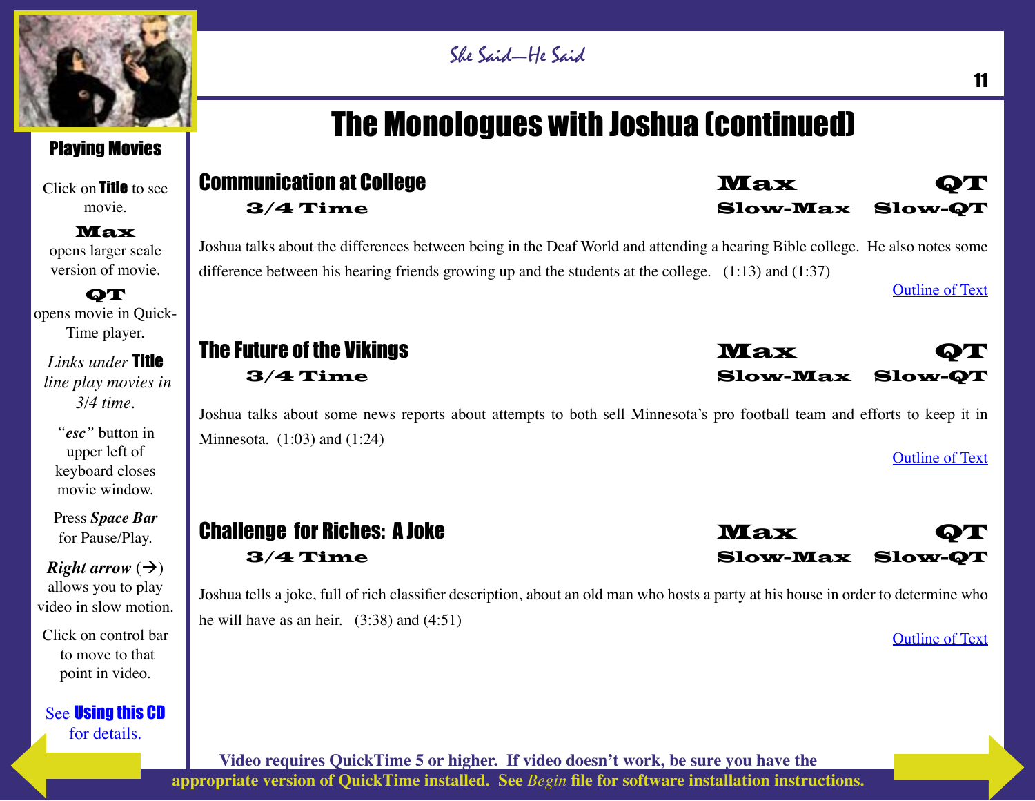# The Monologues with Joshua (continued)

## Communication at College

3/4 Time

Max | QT

Slow-Max | Slow-QT

Joshua talks about the differences between being in the Deaf World and attending a hearing Bible college. He also notes some difference between his hearing friends growing up and the students at the college. (1:13) and (1:37)

Outline of Text

## The Future of the Vikings

3/4 Time

Max | QT

Slow-Max | Slow-QT

Joshua talks about some news reports about attempts to both sell Minnesota's pro football team and efforts to keep it in Minnesota. (1:03) and (1:24)

Outline of Text

## Challenge for Riches: A Joke

3/4 Time

Max | QT

Slow-Max | Slow-QT

Joshua tells a joke, full of rich classifier description, about an old man who hosts a party at his house in order to determine who he will have as an heir. (3:38) and (4:51)

Outline of Text

### Playing Movies

Click on **Title** to see movie.

**Max** opens larger scale version of movie.

**QT** opens movie in QuickTime player.

*Links under* **Title** *line play movies in 3/4 time.*

*"esc"* button in upper left of keyboard closes movie window.

Press ***Space Bar*** for Pause/Play.

***Right arrow*** (→) allows you to play video in slow motion.

Click on control bar to move to that point in video.

See **Using this CD** for details.

**Video requires QuickTime 5 or higher. If video doesn't work, be sure you have the appropriate version of QuickTime installed. See *Begin* file for software installation instructions.**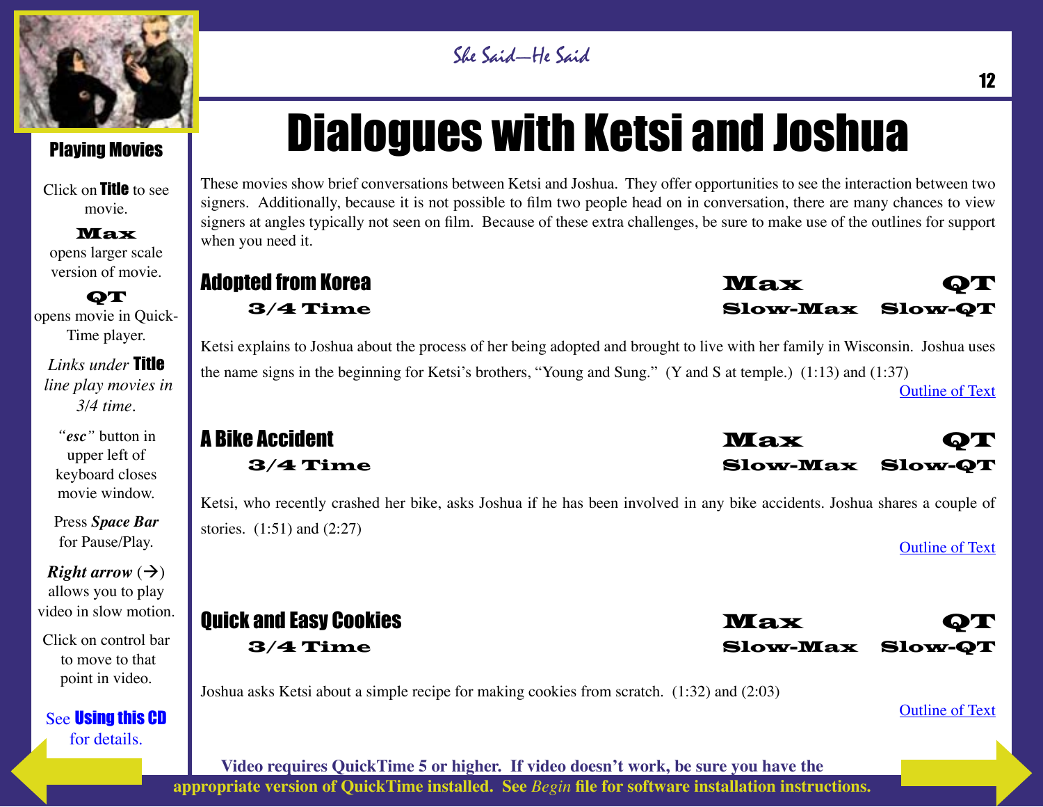# Dialogues with Ketsi and Joshua

These movies show brief conversations between Ketsi and Joshua. They offer opportunities to see the interaction between two signers. Additionally, because it is not possible to film two people head on in conversation, there are many chances to view signers at angles typically not seen on film. Because of these extra challenges, be sure to make use of the outlines for support when you need it.

## Adopted from Korea

**3/4 Time** | **Max** | **QT** | **Slow-Max** | **Slow-QT**

Ketsi explains to Joshua about the process of her being adopted and brought to live with her family in Wisconsin. Joshua uses the name signs in the beginning for Ketsi's brothers, "Young and Sung." (Y and S at temple.) (1:13) and (1:37)

Outline of Text

## A Bike Accident

**3/4 Time** | **Max** | **QT** | **Slow-Max** | **Slow-QT**

Ketsi, who recently crashed her bike, asks Joshua if he has been involved in any bike accidents. Joshua shares a couple of stories. (1:51) and (2:27)

Outline of Text

## Quick and Easy Cookies

**3/4 Time** | **Max** | **QT** | **Slow-Max** | **Slow-QT**

Joshua asks Ketsi about a simple recipe for making cookies from scratch. (1:32) and (2:03)

Outline of Text

**Video requires QuickTime 5 or higher. If video doesn't work, be sure you have the appropriate version of QuickTime installed. See *Begin* file for software installation instructions.**

### Playing Movies

Click on **Title** to see movie.

**Max** opens larger scale version of movie.

**QT** opens movie in QuickTime player.

*Links under **Title** line play movies in 3/4 time.*

*"esc"* button in upper left of keyboard closes movie window.

Press ***Space Bar*** for Pause/Play.

***Right arrow*** (→) allows you to play video in slow motion.

Click on control bar to move to that point in video.

See **Using this CD** for details.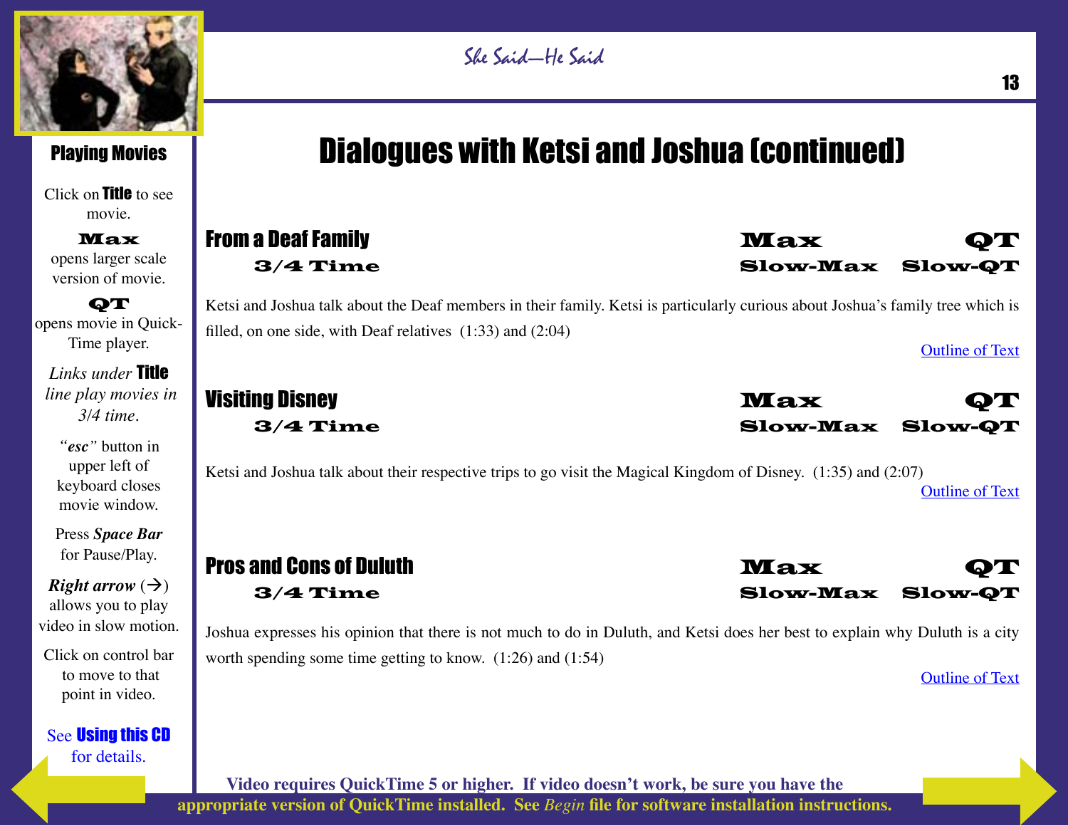## Playing Movies

Click on **Title** to see movie.

**Max** opens larger scale version of movie.

**QT** opens movie in QuickTime player.

*Links under* **Title** *line play movies in 3/4 time*.

*"esc"* button in upper left of keyboard closes movie window.

Press ***Space Bar*** for Pause/Play.

***Right arrow*** (→) allows you to play video in slow motion.

Click on control bar to move to that point in video.

See **Using this CD** for details.

# Dialogues with Ketsi and Joshua (continued)

### From a Deaf Family

**3/4 Time** — **Max** **QT** — **Slow-Max** **Slow-QT**

Ketsi and Joshua talk about the Deaf members in their family. Ketsi is particularly curious about Joshua's family tree which is filled, on one side, with Deaf relatives (1:33) and (2:04)

Outline of Text

### Visiting Disney

**3/4 Time** — **Max** **QT** — **Slow-Max** **Slow-QT**

Ketsi and Joshua talk about their respective trips to go visit the Magical Kingdom of Disney. (1:35) and (2:07)

Outline of Text

### Pros and Cons of Duluth

**3/4 Time** — **Max** **QT** — **Slow-Max** **Slow-QT**

Joshua expresses his opinion that there is not much to do in Duluth, and Ketsi does her best to explain why Duluth is a city worth spending some time getting to know. (1:26) and (1:54)

Outline of Text

**Video requires QuickTime 5 or higher. If video doesn't work, be sure you have the appropriate version of QuickTime installed. See *Begin* file for software installation instructions.**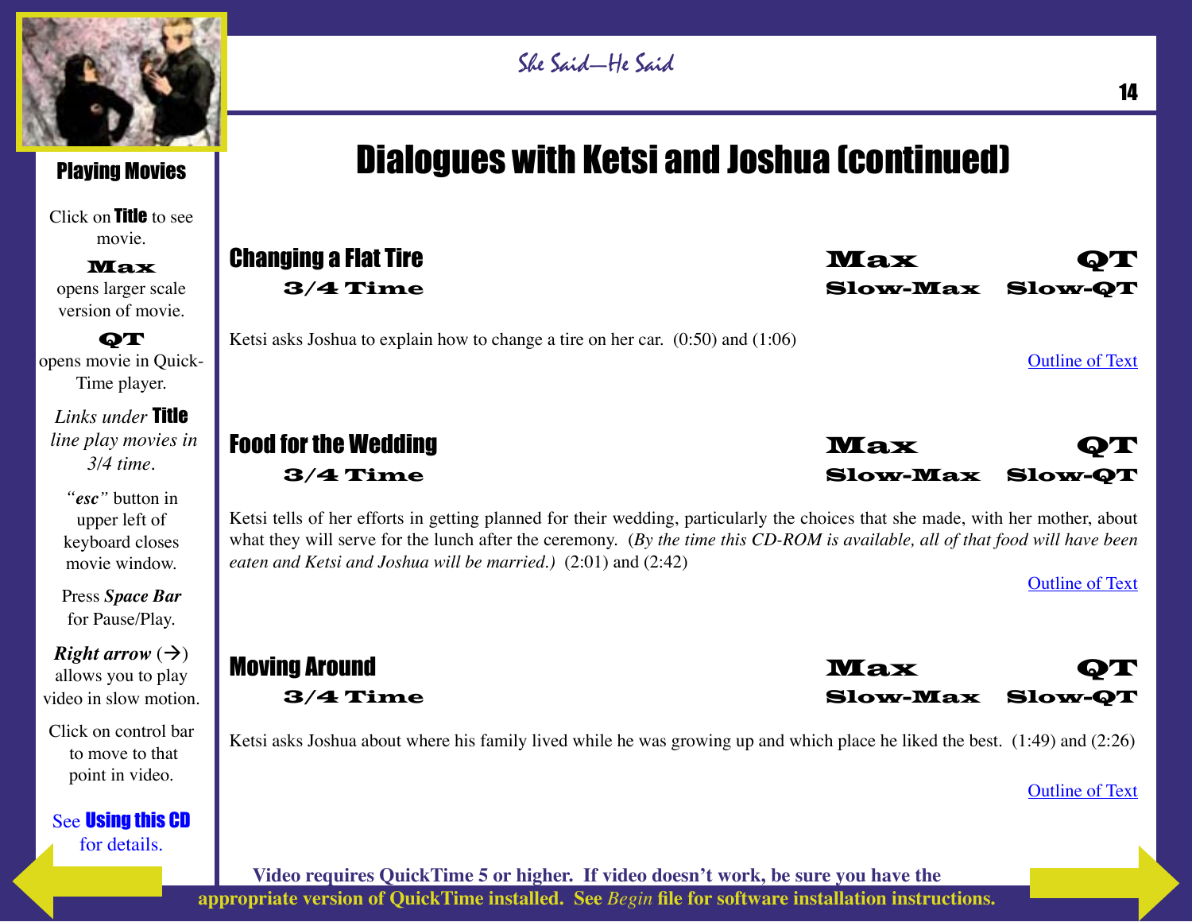## Playing Movies

Click on **Title** to see movie.

**Max** opens larger scale version of movie.

**QT** opens movie in Quick-Time player.

*Links under* **Title** *line play movies in 3/4 time.*

*"esc"* button in upper left of keyboard closes movie window.

Press ***Space Bar*** for Pause/Play.

***Right arrow*** (→) allows you to play video in slow motion.

Click on control bar to move to that point in video.

See **Using this CD** for details.

# Dialogues with Ketsi and Joshua (continued)

## Changing a Flat Tire

**3/4 Time** **Max** **QT** **Slow-Max** **Slow-QT**

Ketsi asks Joshua to explain how to change a tire on her car. (0:50) and (1:06)

Outline of Text

## Food for the Wedding

**3/4 Time** **Max** **QT** **Slow-Max** **Slow-QT**

Ketsi tells of her efforts in getting planned for their wedding, particularly the choices that she made, with her mother, about what they will serve for the lunch after the ceremony. (*By the time this CD-ROM is available, all of that food will have been eaten and Ketsi and Joshua will be married.)* (2:01) and (2:42)

Outline of Text

## Moving Around

**3/4 Time** **Max** **QT** **Slow-Max** **Slow-QT**

Ketsi asks Joshua about where his family lived while he was growing up and which place he liked the best. (1:49) and (2:26)

Outline of Text

**Video requires QuickTime 5 or higher. If video doesn't work, be sure you have the appropriate version of QuickTime installed. See *Begin* file for software installation instructions.**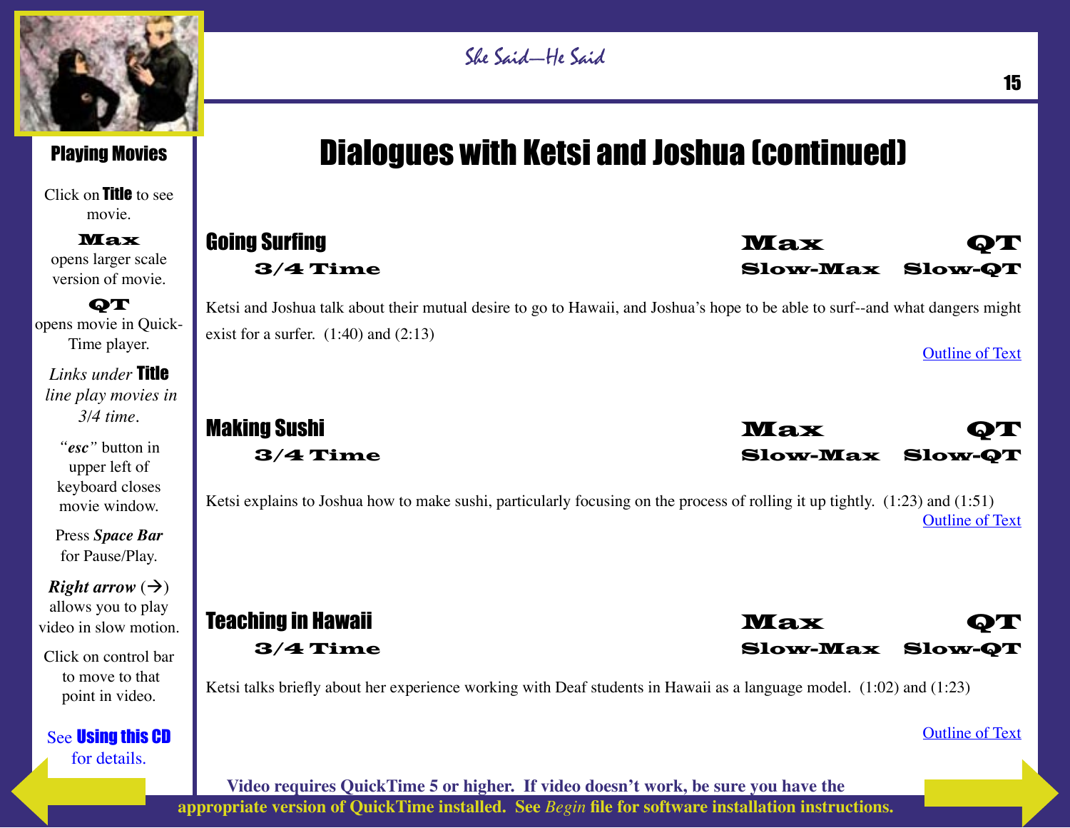## Playing Movies

Click on **Title** to see movie.

**Max** opens larger scale version of movie.

**QT** opens movie in QuickTime player.

*Links under* **Title** *line play movies in 3/4 time.*

*"esc"* button in upper left of keyboard closes movie window.

Press ***Space Bar*** for Pause/Play.

***Right arrow*** (→) allows you to play video in slow motion.

Click on control bar to move to that point in video.

See **Using this CD** for details.

# Dialogues with Ketsi and Joshua (continued)

## Going Surfing

**3/4 Time** **Max** **QT** **Slow-Max** **Slow-QT**

Ketsi and Joshua talk about their mutual desire to go to Hawaii, and Joshua's hope to be able to surf--and what dangers might exist for a surfer. (1:40) and (2:13)

Outline of Text

## Making Sushi

**3/4 Time** **Max** **QT** **Slow-Max** **Slow-QT**

Ketsi explains to Joshua how to make sushi, particularly focusing on the process of rolling it up tightly. (1:23) and (1:51)

Outline of Text

## Teaching in Hawaii

**3/4 Time** **Max** **QT** **Slow-Max** **Slow-QT**

Ketsi talks briefly about her experience working with Deaf students in Hawaii as a language model. (1:02) and (1:23)

Outline of Text

**Video requires QuickTime 5 or higher. If video doesn't work, be sure you have the appropriate version of QuickTime installed. See *Begin* file for software installation instructions.**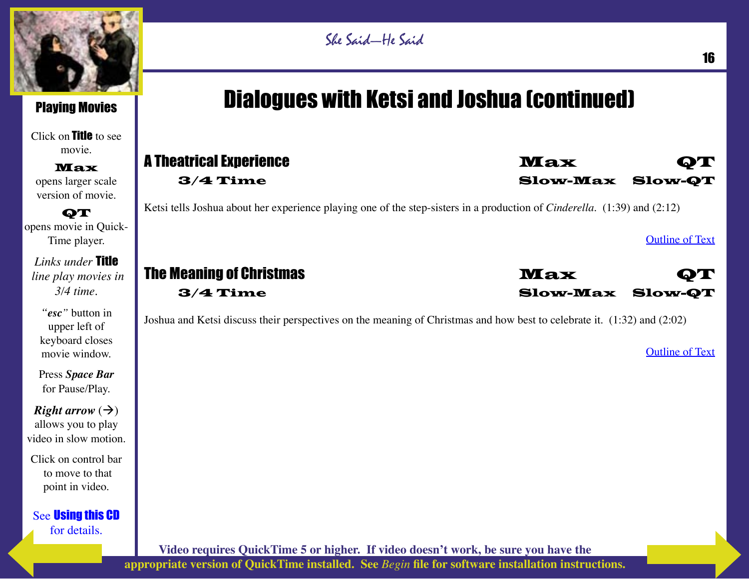## Playing Movies

Click on **Title** to see movie.

**Max** opens larger scale version of movie.

**QT** opens movie in QuickTime player.

*Links under* **Title** *line play movies in 3/4 time.*

*"esc"* button in upper left of keyboard closes movie window.

Press ***Space Bar*** for Pause/Play.

***Right arrow*** (→) allows you to play video in slow motion.

Click on control bar to move to that point in video.

See **Using this CD** for details.

# Dialogues with Ketsi and Joshua (continued)

## A Theatrical Experience

**Max** **QT**

**3/4 Time** **Slow-Max** **Slow-QT**

Ketsi tells Joshua about her experience playing one of the step-sisters in a production of *Cinderella*. (1:39) and (2:12)

Outline of Text

## The Meaning of Christmas

**Max** **QT**

**3/4 Time** **Slow-Max** **Slow-QT**

Joshua and Ketsi discuss their perspectives on the meaning of Christmas and how best to celebrate it. (1:32) and (2:02)

Outline of Text

**Video requires QuickTime 5 or higher. If video doesn't work, be sure you have the appropriate version of QuickTime installed. See *Begin* file for software installation instructions.**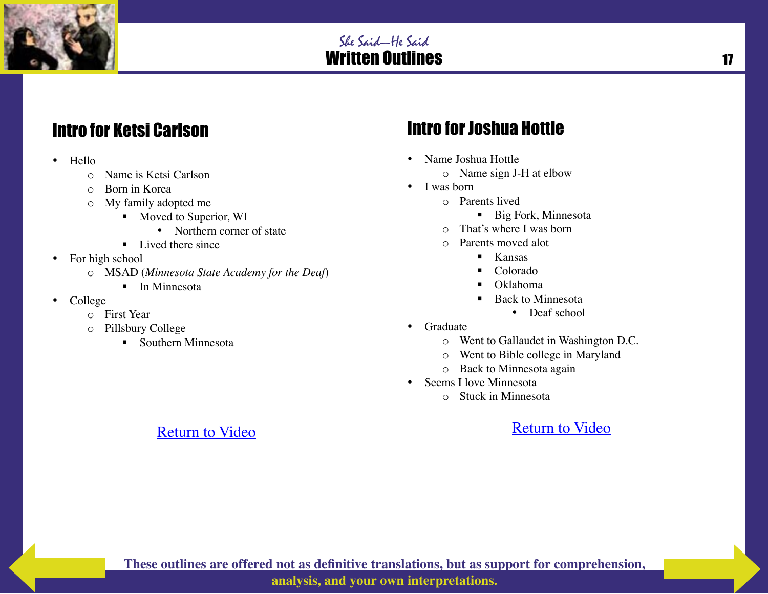## Intro for Ketsi Carlson

- Hello
  - Name is Ketsi Carlson
  - Born in Korea
  - My family adopted me
    - Moved to Superior, WI
      - Northern corner of state
    - Lived there since
- For high school
  - MSAD (*Minnesota State Academy for the Deaf*)
    - In Minnesota
- College
  - First Year
  - Pillsbury College
    - Southern Minnesota

Return to Video

## Intro for Joshua Hottle

- Name Joshua Hottle
  - Name sign J-H at elbow
- I was born
  - Parents lived
    - Big Fork, Minnesota
  - That's where I was born
  - Parents moved alot
    - Kansas
    - Colorado
    - Oklahoma
    - Back to Minnesota
      - Deaf school
- Graduate
  - Went to Gallaudet in Washington D.C.
  - Went to Bible college in Maryland
  - Back to Minnesota again
- Seems I love Minnesota
  - Stuck in Minnesota

Return to Video

**These outlines are offered not as definitive translations, but as support for comprehension, analysis, and your own interpretations.**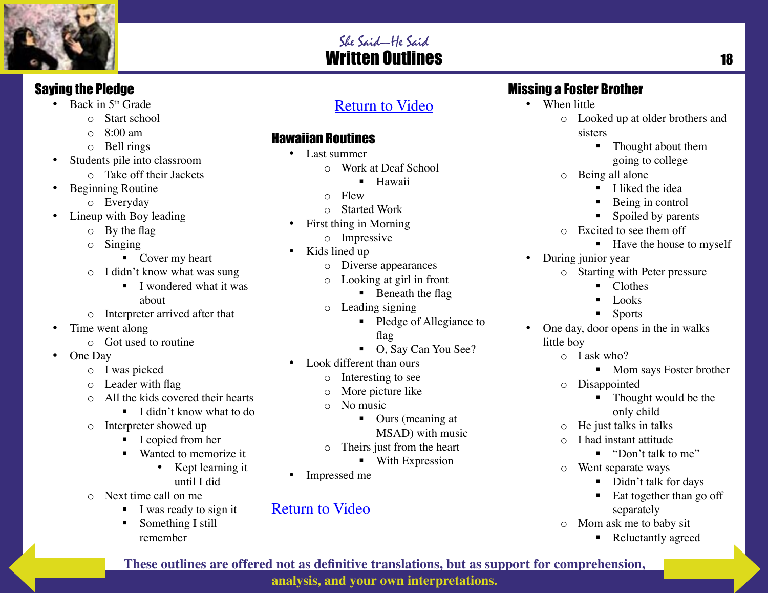# She Said—He Said
# Written Outlines

## Saying the Pledge

- Back in 5th Grade
  - Start school
  - 8:00 am
  - Bell rings
- Students pile into classroom
  - Take off their Jackets
- Beginning Routine
  - Everyday
- Lineup with Boy leading
  - By the flag
  - Singing
    - Cover my heart
  - I didn't know what was sung
    - I wondered what it was about
  - Interpreter arrived after that
- Time went along
  - Got used to routine
- One Day
  - I was picked
  - Leader with flag
  - All the kids covered their hearts
    - I didn't know what to do
  - Interpreter showed up
    - I copied from her
    - Wanted to memorize it
      - Kept learning it until I did
  - Next time call on me
    - I was ready to sign it
    - Something I still remember

Return to Video

## Hawaiian Routines

- Last summer
  - Work at Deaf School
    - Hawaii
  - Flew
  - Started Work
- First thing in Morning
  - Impressive
- Kids lined up
  - Diverse appearances
  - Looking at girl in front
    - Beneath the flag
  - Leading signing
    - Pledge of Allegiance to flag
    - O, Say Can You See?
- Look different than ours
  - Interesting to see
  - More picture like
  - No music
    - Ours (meaning at MSAD) with music
  - Theirs just from the heart
    - With Expression
- Impressed me

Return to Video

## Missing a Foster Brother

- When little
  - Looked up at older brothers and sisters
    - Thought about them going to college
  - Being all alone
    - I liked the idea
    - Being in control
    - Spoiled by parents
  - Excited to see them off
    - Have the house to myself
- During junior year
  - Starting with Peter pressure
    - Clothes
    - Looks
    - Sports
- One day, door opens in the in walks little boy
  - I ask who?
    - Mom says Foster brother
  - Disappointed
    - Thought would be the only child
  - He just talks in talks
  - I had instant attitude
    - "Don't talk to me"
  - Went separate ways
    - Didn't talk for days
    - Eat together than go off separately
  - Mom ask me to baby sit
    - Reluctantly agreed

**These outlines are offered not as definitive translations, but as support for comprehension, analysis, and your own interpretations.**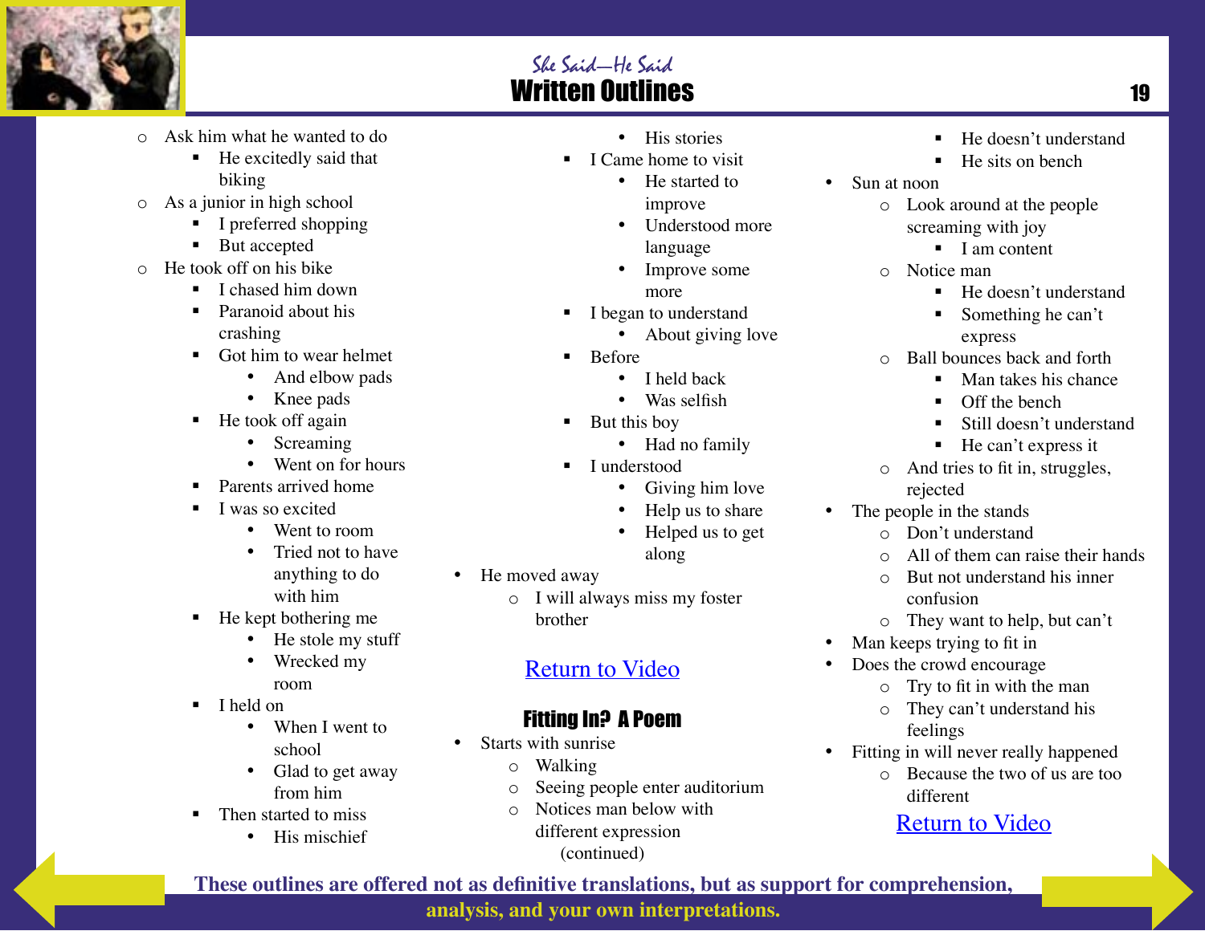# She Said—He Said

## Written Outlines

- Ask him what he wanted to do
  - He excitedly said that biking
- As a junior in high school
  - I preferred shopping
  - But accepted
- He took off on his bike
  - I chased him down
  - Paranoid about his crashing
  - Got him to wear helmet
    - And elbow pads
    - Knee pads
  - He took off again
    - Screaming
    - Went on for hours
  - Parents arrived home
  - I was so excited
    - Went to room
    - Tried not to have anything to do with him
  - He kept bothering me
    - He stole my stuff
    - Wrecked my room
  - I held on
    - When I went to school
    - Glad to get away from him
  - Then started to miss
    - His mischief
    - His stories
  - I Came home to visit
    - He started to improve
    - Understood more language
    - Improve some more
  - I began to understand
    - About giving love
  - Before
    - I held back
    - Was selfish
  - But this boy
    - Had no family
  - I understood
    - Giving him love
    - Help us to share
    - Helped us to get along
- He moved away
  - I will always miss my foster brother

[Return to Video]

### Fitting In? A Poem

- Starts with sunrise
  - Walking
  - Seeing people enter auditorium
  - Notices man below with different expression
    - He doesn't understand
    - He sits on bench
- Sun at noon
  - Look around at the people screaming with joy
    - I am content
  - Notice man
    - He doesn't understand
    - Something he can't express
  - Ball bounces back and forth
    - Man takes his chance
    - Off the bench
    - Still doesn't understand
    - He can't express it
  - And tries to fit in, struggles, rejected
- The people in the stands
  - Don't understand
  - All of them can raise their hands
  - But not understand his inner confusion
  - They want to help, but can't
- Man keeps trying to fit in
- Does the crowd encourage
  - Try to fit in with the man
  - They can't understand his feelings
- Fitting in will never really happened
  - Because the two of us are too different

[Return to Video]

These outlines are offered not as definitive translations, but as support for comprehension, analysis, and your own interpretations.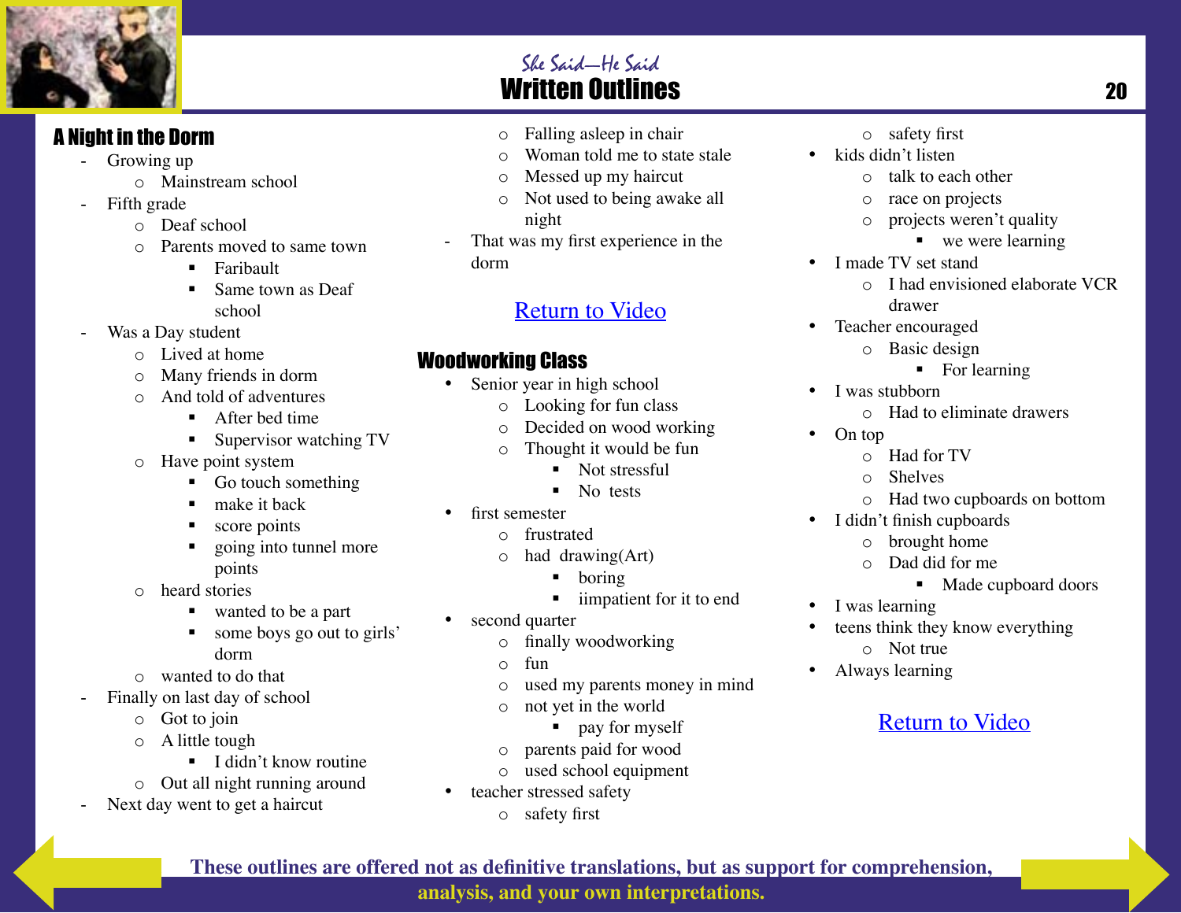## A Night in the Dorm

- Growing up
  - Mainstream school
- Fifth grade
  - Deaf school
  - Parents moved to same town
    - Faribault
    - Same town as Deaf school
- Was a Day student
  - Lived at home
  - Many friends in dorm
  - And told of adventures
    - After bed time
    - Supervisor watching TV
  - Have point system
    - Go touch something
    - make it back
    - score points
    - going into tunnel more points
  - heard stories
    - wanted to be a part
    - some boys go out to girls' dorm
  - wanted to do that
- Finally on last day of school
  - Got to join
  - A little tough
    - I didn't know routine
  - Out all night running around
- Next day went to get a haircut
  - Falling asleep in chair
  - Woman told me to state stale
  - Messed up my haircut
  - Not used to being awake all night
- That was my first experience in the dorm

Return to Video

## Woodworking Class

- Senior year in high school
  - Looking for fun class
  - Decided on wood working
  - Thought it would be fun
    - Not stressful
    - No tests
- first semester
  - frustrated
  - had drawing(Art)
    - boring
    - iimpatient for it to end
- second quarter
  - finally woodworking
  - fun
  - used my parents money in mind
  - not yet in the world
    - pay for myself
  - parents paid for wood
  - used school equipment
- teacher stressed safety
  - safety first
  - safety first
- kids didn't listen
  - talk to each other
  - race on projects
  - projects weren't quality
    - we were learning
- I made TV set stand
  - I had envisioned elaborate VCR drawer
- Teacher encouraged
  - Basic design
    - For learning
- I was stubborn
  - Had to eliminate drawers
- On top
  - Had for TV
  - Shelves
  - Had two cupboards on bottom
- I didn't finish cupboards
  - brought home
  - Dad did for me
    - Made cupboard doors
- I was learning
- teens think they know everything
  - Not true
- Always learning

Return to Video

These outlines are offered not as definitive translations, but as support for comprehension, analysis, and your own interpretations.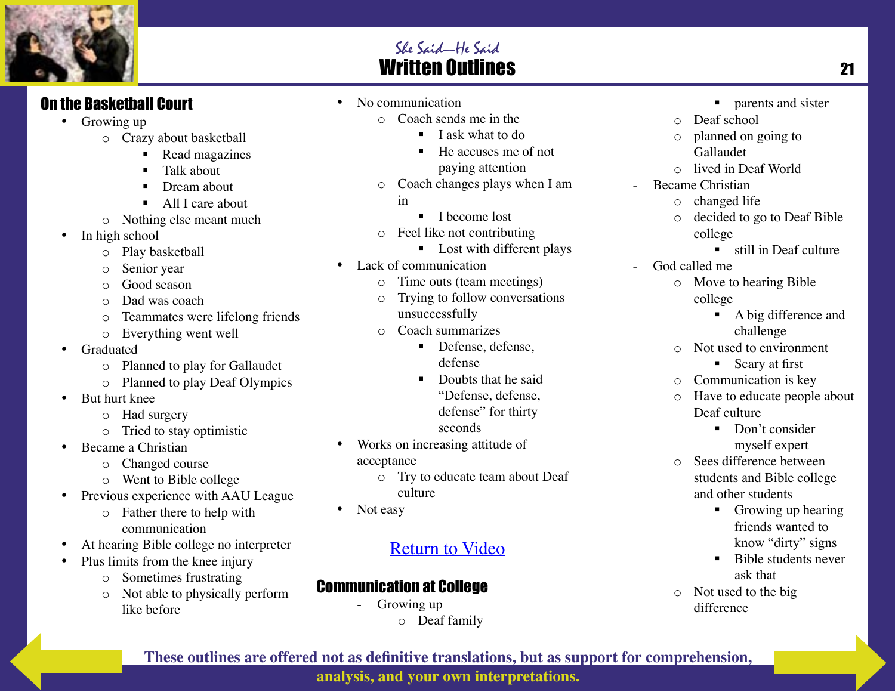## She Said—He Said
# Written Outlines

### On the Basketball Court

- Growing up
  - Crazy about basketball
    - Read magazines
    - Talk about
    - Dream about
    - All I care about
  - Nothing else meant much
- In high school
  - Play basketball
  - Senior year
  - Good season
  - Dad was coach
  - Teammates were lifelong friends
  - Everything went well
- Graduated
  - Planned to play for Gallaudet
  - Planned to play Deaf Olympics
- But hurt knee
  - Had surgery
  - Tried to stay optimistic
- Became a Christian
  - Changed course
  - Went to Bible college
- Previous experience with AAU League
  - Father there to help with communication
- At hearing Bible college no interpreter
- Plus limits from the knee injury
  - Sometimes frustrating
  - Not able to physically perform like before
- No communication
  - Coach sends me in the
    - I ask what to do
    - He accuses me of not paying attention
  - Coach changes plays when I am in
    - I become lost
  - Feel like not contributing
    - Lost with different plays
- Lack of communication
  - Time outs (team meetings)
  - Trying to follow conversations unsuccessfully
  - Coach summarizes
    - Defense, defense, defense
    - Doubts that he said "Defense, defense, defense" for thirty seconds
- Works on increasing attitude of acceptance
  - Try to educate team about Deaf culture
- Not easy

Return to Video

### Communication at College

- Growing up
  - Deaf family
    - parents and sister
  - Deaf school
  - planned on going to Gallaudet
  - lived in Deaf World
- Became Christian
  - changed life
  - decided to go to Deaf Bible college
    - still in Deaf culture
- God called me
  - Move to hearing Bible college
    - A big difference and challenge
  - Not used to environment
    - Scary at first
  - Communication is key
  - Have to educate people about Deaf culture
    - Don't consider myself expert
  - Sees difference between students and Bible college and other students
    - Growing up hearing friends wanted to know "dirty" signs
    - Bible students never ask that
  - Not used to the big difference

These outlines are offered not as definitive translations, but as support for comprehension, analysis, and your own interpretations.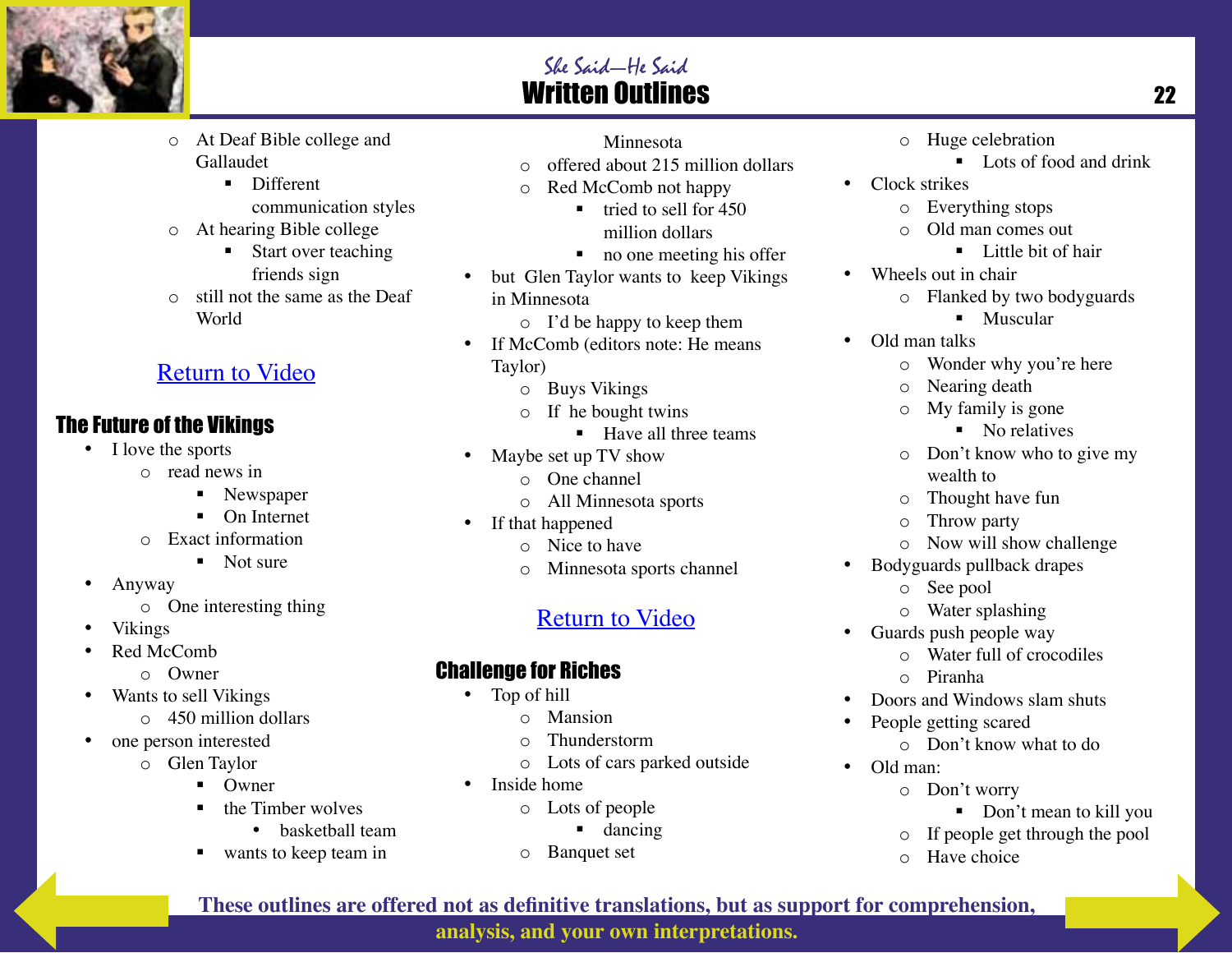- At Deaf Bible college and Gallaudet
  - Different communication styles
- At hearing Bible college
  - Start over teaching friends sign
- still not the same as the Deaf World

Return to Video

## The Future of the Vikings

- I love the sports
  - read news in
    - Newspaper
    - On Internet
  - Exact information
    - Not sure
- Anyway
  - One interesting thing
- Vikings
- Red McComb
  - Owner
- Wants to sell Vikings
  - 450 million dollars
- one person interested
  - Glen Taylor
    - Owner
    - the Timber wolves
      - basketball team
    - wants to keep team in Minnesota
  - offered about 215 million dollars
  - Red McComb not happy
    - tried to sell for 450 million dollars
    - no one meeting his offer
- but Glen Taylor wants to keep Vikings in Minnesota
  - I'd be happy to keep them
- If McComb (editors note: He means Taylor)
  - Buys Vikings
  - If he bought twins
    - Have all three teams
- Maybe set up TV show
  - One channel
  - All Minnesota sports
- If that happened
  - Nice to have
  - Minnesota sports channel

Return to Video

## Challenge for Riches

- Top of hill
  - Mansion
  - Thunderstorm
  - Lots of cars parked outside
- Inside home
  - Lots of people
    - dancing
  - Banquet set
  - Huge celebration
    - Lots of food and drink
- Clock strikes
  - Everything stops
  - Old man comes out
    - Little bit of hair
- Wheels out in chair
  - Flanked by two bodyguards
    - Muscular
- Old man talks
  - Wonder why you're here
  - Nearing death
  - My family is gone
    - No relatives
  - Don't know who to give my wealth to
  - Thought have fun
  - Throw party
  - Now will show challenge
- Bodyguards pullback drapes
  - See pool
  - Water splashing
- Guards push people way
  - Water full of crocodiles
  - Piranha
- Doors and Windows slam shuts
- People getting scared
  - Don't know what to do
- Old man:
  - Don't worry
    - Don't mean to kill you
  - If people get through the pool
  - Have choice

**These outlines are offered not as definitive translations, but as support for comprehension, analysis, and your own interpretations.**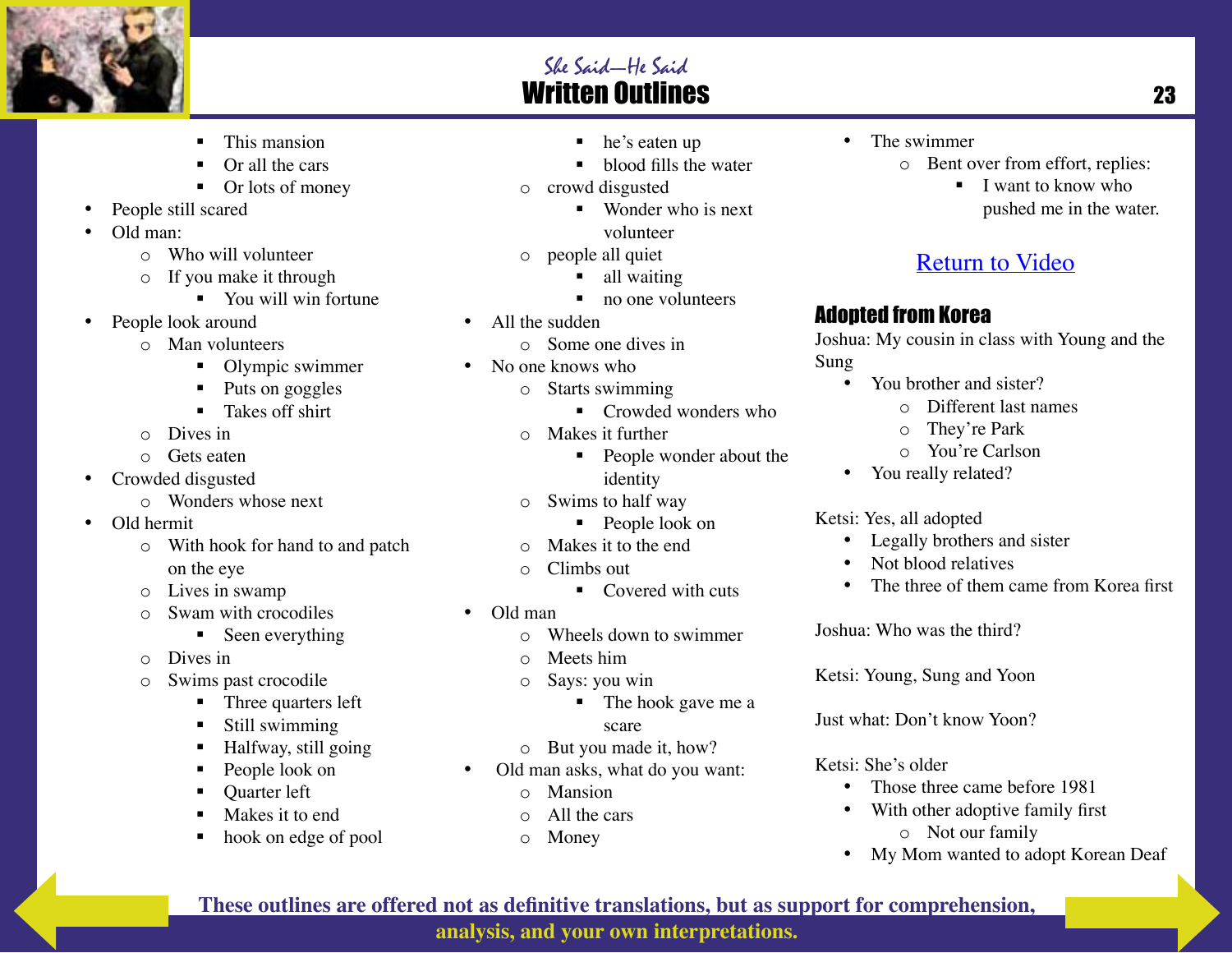## She Said—He Said
# Written Outlines

            - This mansion
            - Or all the cars
            - Or lots of money
- People still scared
- Old man:
    - Who will volunteer
    - If you make it through
        - You will win fortune
- People look around
    - Man volunteers
        - Olympic swimmer
        - Puts on goggles
        - Takes off shirt
    - Dives in
    - Gets eaten
- Crowded disgusted
    - Wonders whose next
- Old hermit
    - With hook for hand to and patch on the eye
    - Lives in swamp
    - Swam with crocodiles
        - Seen everything
    - Dives in
    - Swims past crocodile
        - Three quarters left
        - Still swimming
        - Halfway, still going
        - People look on
        - Quarter left
        - Makes it to end
        - hook on edge of pool
        - he's eaten up
        - blood fills the water
    - crowd disgusted
        - Wonder who is next volunteer
    - people all quiet
        - all waiting
        - no one volunteers
- All the sudden
    - Some one dives in
- No one knows who
    - Starts swimming
        - Crowded wonders who
    - Makes it further
        - People wonder about the identity
    - Swims to half way
        - People look on
    - Makes it to the end
    - Climbs out
        - Covered with cuts
- Old man
    - Wheels down to swimmer
    - Meets him
    - Says: you win
        - The hook gave me a scare
    - But you made it, how?
- Old man asks, what do you want:
    - Mansion
    - All the cars
    - Money
- The swimmer
    - Bent over from effort, replies:
        - I want to know who pushed me in the water.

Return to Video

## Adopted from Korea

Joshua: My cousin in class with Young and the Sung

- You brother and sister?
    - Different last names
    - They're Park
    - You're Carlson
- You really related?

Ketsi: Yes, all adopted

- Legally brothers and sister
- Not blood relatives
- The three of them came from Korea first

Joshua: Who was the third?

Ketsi: Young, Sung and Yoon

Just what: Don't know Yoon?

Ketsi: She's older

- Those three came before 1981
- With other adoptive family first
    - Not our family
- My Mom wanted to adopt Korean Deaf

These outlines are offered not as definitive translations, but as support for comprehension, analysis, and your own interpretations.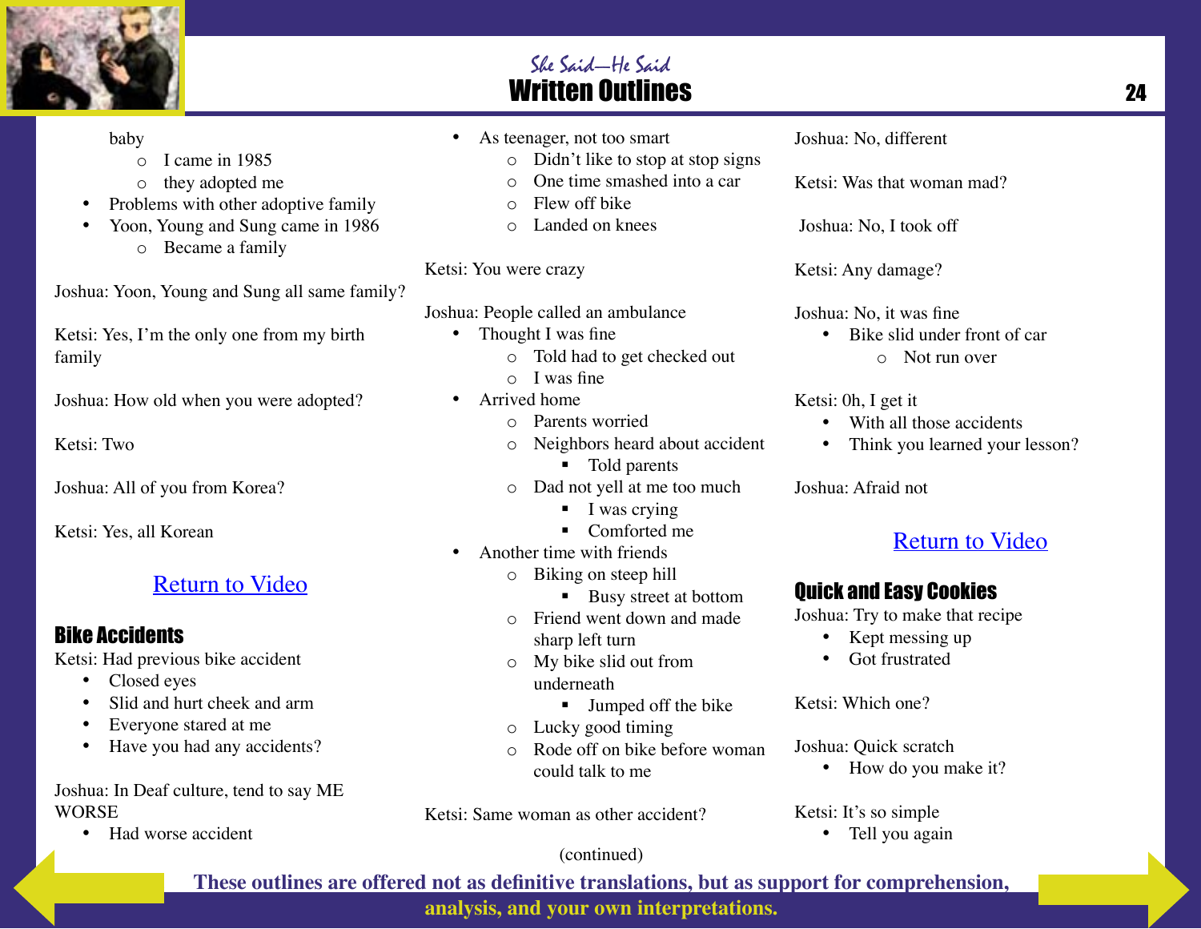baby

- I came in 1985
- they adopted me

- Problems with other adoptive family
- Yoon, Young and Sung came in 1986
  - Became a family

Joshua: Yoon, Young and Sung all same family?

Ketsi: Yes, I'm the only one from my birth family

Joshua: How old when you were adopted?

Ketsi: Two

Joshua: All of you from Korea?

Ketsi: Yes, all Korean

Return to Video

## Bike Accidents

Ketsi: Had previous bike accident

- Closed eyes
- Slid and hurt cheek and arm
- Everyone stared at me
- Have you had any accidents?

Joshua: In Deaf culture, tend to say ME WORSE

- Had worse accident
- As teenager, not too smart
  - Didn't like to stop at stop signs
  - One time smashed into a car
  - Flew off bike
  - Landed on knees

Ketsi: You were crazy

Joshua: People called an ambulance

- Thought I was fine
  - Told had to get checked out
  - I was fine
- Arrived home
  - Parents worried
  - Neighbors heard about accident
    - Told parents
  - Dad not yell at me too much
    - I was crying
    - Comforted me
- Another time with friends
  - Biking on steep hill
    - Busy street at bottom
  - Friend went down and made sharp left turn
  - My bike slid out from underneath
    - Jumped off the bike
  - Lucky good timing
  - Rode off on bike before woman could talk to me

Ketsi: Same woman as other accident?

(continued)

Joshua: No, different

Ketsi: Was that woman mad?

Joshua: No, I took off

Ketsi: Any damage?

Joshua: No, it was fine

- Bike slid under front of car
  - Not run over

Ketsi: Oh, I get it

- With all those accidents
- Think you learned your lesson?

Joshua: Afraid not

Return to Video

## Quick and Easy Cookies

Joshua: Try to make that recipe

- Kept messing up
- Got frustrated

Ketsi: Which one?

Joshua: Quick scratch

- How do you make it?

Ketsi: It's so simple

- Tell you again

These outlines are offered not as definitive translations, but as support for comprehension, analysis, and your own interpretations.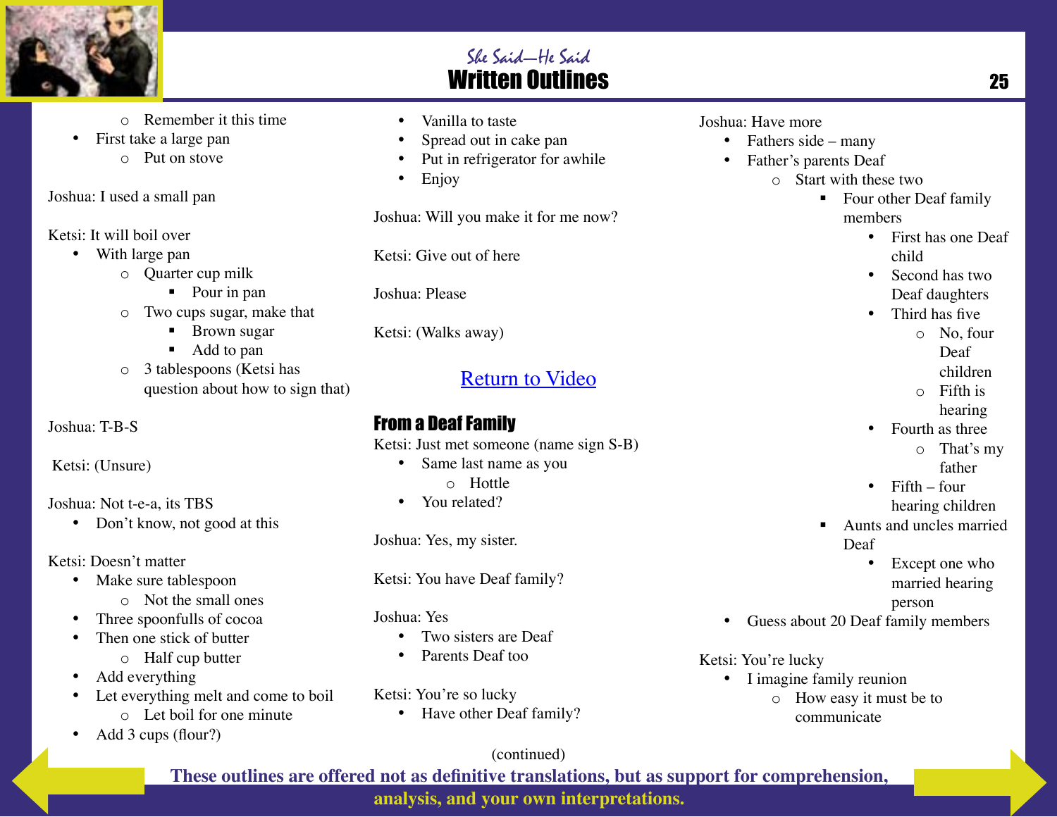- Remember it this time
- First take a large pan
    - Put on stove

Joshua: I used a small pan

Ketsi: It will boil over
- With large pan
    - Quarter cup milk
        - Pour in pan
    - Two cups sugar, make that
        - Brown sugar
        - Add to pan
    - 3 tablespoons (Ketsi has question about how to sign that)

Joshua: T-B-S

Ketsi: (Unsure)

Joshua: Not t-e-a, its TBS
- Don't know, not good at this

Ketsi: Doesn't matter
- Make sure tablespoon
    - Not the small ones
- Three spoonfulls of cocoa
- Then one stick of butter
    - Half cup butter
- Add everything
- Let everything melt and come to boil
    - Let boil for one minute
- Add 3 cups (flour?)
- Vanilla to taste
- Spread out in cake pan
- Put in refrigerator for awhile
- Enjoy

Joshua: Will you make it for me now?

Ketsi: Give out of here

Joshua: Please

Ketsi: (Walks away)

Return to Video

## From a Deaf Family

Ketsi: Just met someone (name sign S-B)
- Same last name as you
    - Hottle
- You related?

Joshua: Yes, my sister.

Ketsi: You have Deaf family?

Joshua: Yes
- Two sisters are Deaf
- Parents Deaf too

Ketsi: You're so lucky
- Have other Deaf family?

Joshua: Have more
- Fathers side – many
- Father's parents Deaf
    - Start with these two
        - Four other Deaf family members
            - First has one Deaf child
            - Second has two Deaf daughters
            - Third has five
                - No, four Deaf children
                - Fifth is hearing
            - Fourth as three
                - That's my father
            - Fifth – four hearing children
        - Aunts and uncles married Deaf
            - Except one who married hearing person
- Guess about 20 Deaf family members

Ketsi: You're lucky
- I imagine family reunion
    - How easy it must be to communicate

(continued)

**These outlines are offered not as definitive translations, but as support for comprehension, analysis, and your own interpretations.**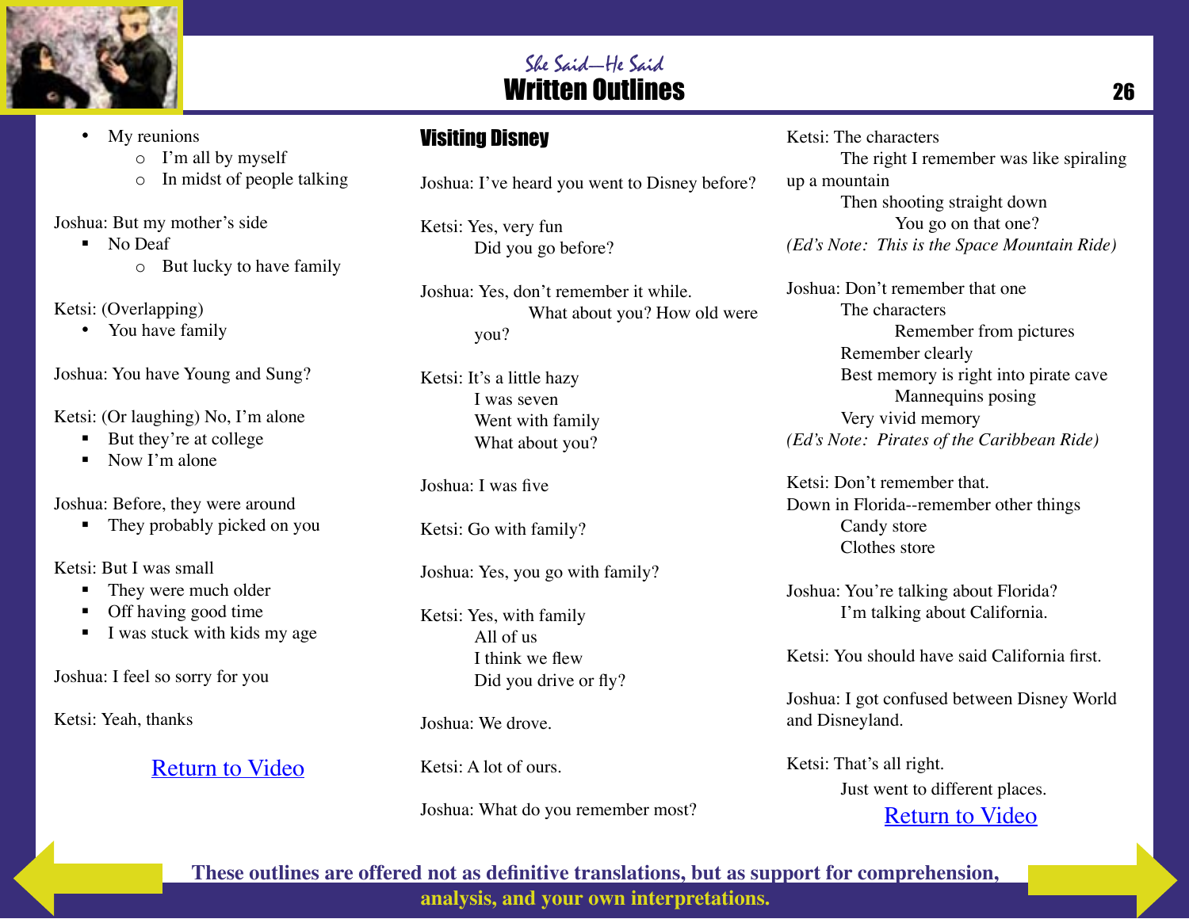- My reunions
  - I'm all by myself
  - In midst of people talking

Joshua: But my mother's side

- No Deaf
  - But lucky to have family

Ketsi: (Overlapping)

- You have family

Joshua: You have Young and Sung?

Ketsi: (Or laughing) No, I'm alone

- But they're at college
- Now I'm alone

Joshua: Before, they were around

- They probably picked on you

Ketsi: But I was small

- They were much older
- Off having good time
- I was stuck with kids my age

Joshua: I feel so sorry for you

Ketsi: Yeah, thanks

Return to Video

## Visiting Disney

Joshua: I've heard you went to Disney before?

Ketsi: Yes, very fun
    Did you go before?

Joshua: Yes, don't remember it while.
    What about you? How old were you?

Ketsi: It's a little hazy
    I was seven
    Went with family
    What about you?

Joshua: I was five

Ketsi: Go with family?

Joshua: Yes, you go with family?

Ketsi: Yes, with family
    All of us
    I think we flew
    Did you drive or fly?

Joshua: We drove.

Ketsi: A lot of ours.

Joshua: What do you remember most?

Ketsi: The characters
    The right I remember was like spiraling up a mountain
    Then shooting straight down
        You go on that one?

*(Ed's Note: This is the Space Mountain Ride)*

Joshua: Don't remember that one
    The characters
        Remember from pictures
    Remember clearly
    Best memory is right into pirate cave
        Mannequins posing
    Very vivid memory

*(Ed's Note: Pirates of the Caribbean Ride)*

Ketsi: Don't remember that.
Down in Florida--remember other things
    Candy store
    Clothes store

Joshua: You're talking about Florida?
    I'm talking about California.

Ketsi: You should have said California first.

Joshua: I got confused between Disney World and Disneyland.

Ketsi: That's all right.
    Just went to different places.

Return to Video

**These outlines are offered not as definitive translations, but as support for comprehension, analysis, and your own interpretations.**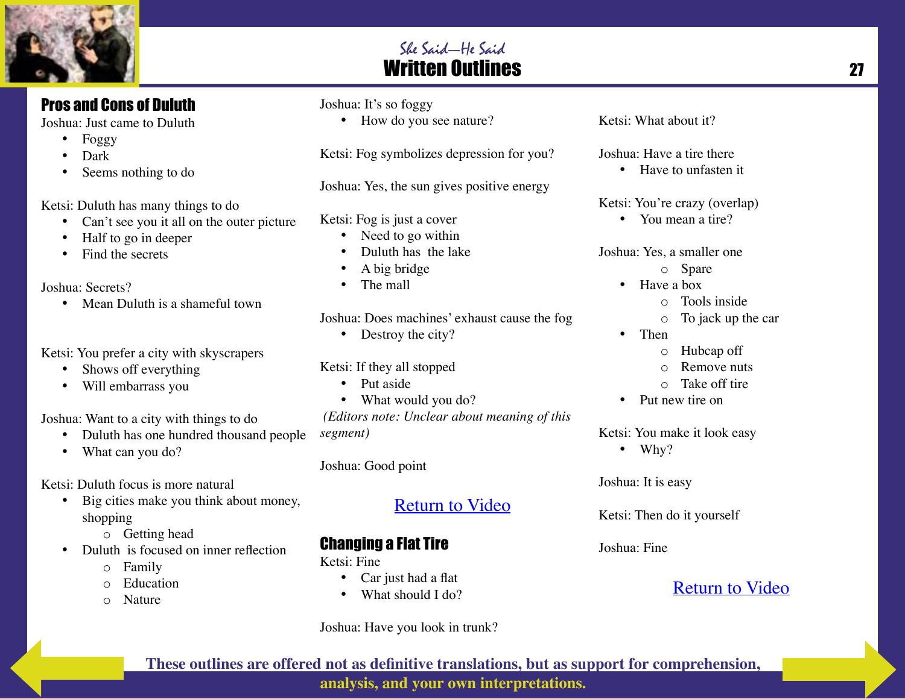## Pros and Cons of Duluth

Joshua: Just came to Duluth

- Foggy
- Dark
- Seems nothing to do

Ketsi: Duluth has many things to do

- Can't see you it all on the outer picture
- Half to go in deeper
- Find the secrets

Joshua: Secrets?

- Mean Duluth is a shameful town

Ketsi: You prefer a city with skyscrapers

- Shows off everything
- Will embarrass you

Joshua: Want to a city with things to do

- Duluth has one hundred thousand people
- What can you do?

Ketsi: Duluth focus is more natural

- Big cities make you think about money, shopping
  - Getting head
- Duluth is focused on inner reflection
  - Family
  - Education
  - Nature

Joshua: It's so foggy

- How do you see nature?

Ketsi: Fog symbolizes depression for you?

Joshua: Yes, the sun gives positive energy

Ketsi: Fog is just a cover

- Need to go within
- Duluth has the lake
- A big bridge
- The mall

Joshua: Does machines' exhaust cause the fog

- Destroy the city?

Ketsi: If they all stopped

- Put aside
- What would you do?

*(Editors note: Unclear about meaning of this segment)*

Joshua: Good point

Return to Video

## Changing a Flat Tire

Ketsi: Fine

- Car just had a flat
- What should I do?

Joshua: Have you look in trunk?

Ketsi: What about it?

Joshua: Have a tire there

- Have to unfasten it

Ketsi: You're crazy (overlap)

- You mean a tire?

Joshua: Yes, a smaller one

  - Spare
- Have a box
  - Tools inside
  - To jack up the car
- Then
  - Hubcap off
  - Remove nuts
  - Take off tire
- Put new tire on

Ketsi: You make it look easy

- Why?

Joshua: It is easy

Ketsi: Then do it yourself

Joshua: Fine

Return to Video

**These outlines are offered not as definitive translations, but as support for comprehension, analysis, and your own interpretations.**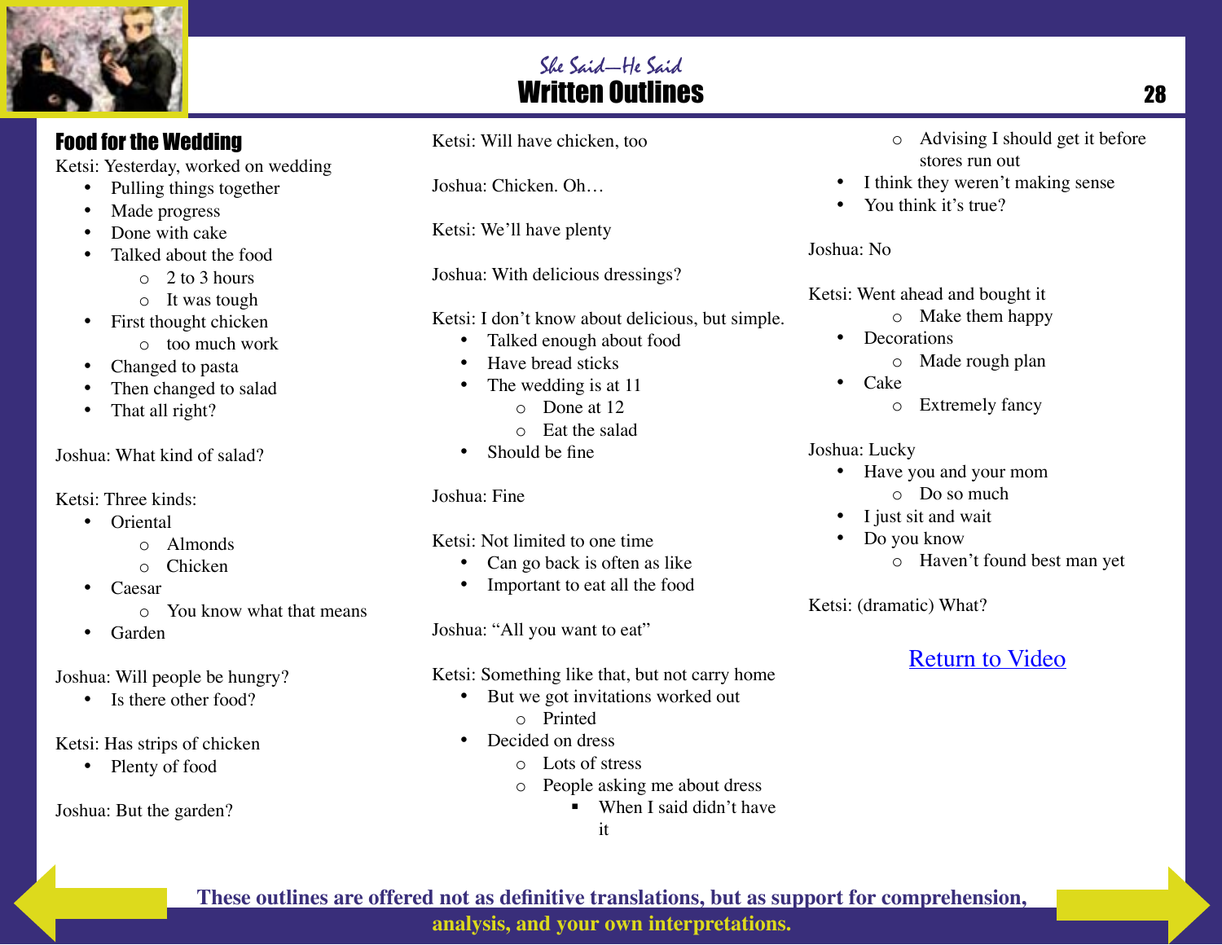She Said—He Said

# Written Outlines

## Food for the Wedding

Ketsi: Yesterday, worked on wedding
- Pulling things together
- Made progress
- Done with cake
- Talked about the food
    - 2 to 3 hours
    - It was tough
- First thought chicken
    - too much work
- Changed to pasta
- Then changed to salad
- That all right?

Joshua: What kind of salad?

Ketsi: Three kinds:
- Oriental
    - Almonds
    - Chicken
- Caesar
    - You know what that means
- Garden

Joshua: Will people be hungry?
- Is there other food?

Ketsi: Has strips of chicken
- Plenty of food

Joshua: But the garden?

Ketsi: Will have chicken, too

Joshua: Chicken. Oh…

Ketsi: We'll have plenty

Joshua: With delicious dressings?

Ketsi: I don't know about delicious, but simple.
- Talked enough about food
- Have bread sticks
- The wedding is at 11
    - Done at 12
    - Eat the salad
- Should be fine

Joshua: Fine

Ketsi: Not limited to one time
- Can go back is often as like
- Important to eat all the food

Joshua: "All you want to eat"

Ketsi: Something like that, but not carry home
- But we got invitations worked out
    - Printed
- Decided on dress
    - Lots of stress
    - People asking me about dress
        - When I said didn't have it
    - Advising I should get it before stores run out
- I think they weren't making sense
- You think it's true?

Joshua: No

Ketsi: Went ahead and bought it
- Make them happy
- Decorations
    - Made rough plan
- Cake
    - Extremely fancy

Joshua: Lucky
- Have you and your mom
    - Do so much
- I just sit and wait
- Do you know
    - Haven't found best man yet

Ketsi: (dramatic) What?

Return to Video

These outlines are offered not as definitive translations, but as support for comprehension, analysis, and your own interpretations.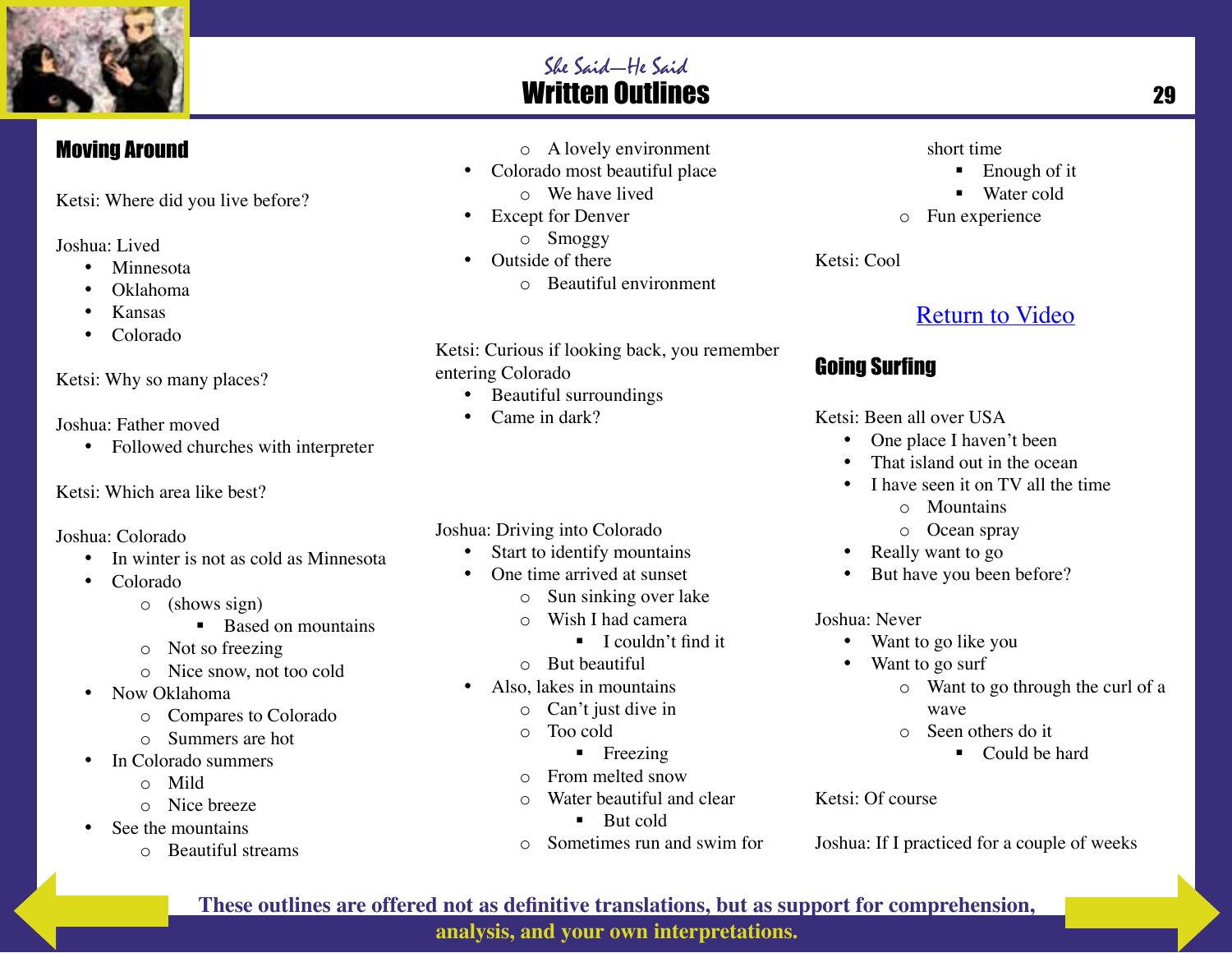## Moving Around

Ketsi: Where did you live before?

Joshua: Lived

- Minnesota
- Oklahoma
- Kansas
- Colorado

Ketsi: Why so many places?

Joshua: Father moved

- Followed churches with interpreter

Ketsi: Which area like best?

Joshua: Colorado

- In winter is not as cold as Minnesota
- Colorado
    - (shows sign)
        - Based on mountains
    - Not so freezing
    - Nice snow, not too cold
- Now Oklahoma
    - Compares to Colorado
    - Summers are hot
- In Colorado summers
    - Mild
    - Nice breeze
- See the mountains
    - Beautiful streams
    - A lovely environment
- Colorado most beautiful place
    - We have lived
- Except for Denver
    - Smoggy
- Outside of there
    - Beautiful environment

Ketsi: Curious if looking back, you remember entering Colorado

- Beautiful surroundings
- Came in dark?

Joshua: Driving into Colorado

- Start to identify mountains
- One time arrived at sunset
    - Sun sinking over lake
    - Wish I had camera
        - I couldn't find it
    - But beautiful
- Also, lakes in mountains
    - Can't just dive in
    - Too cold
        - Freezing
    - From melted snow
    - Water beautiful and clear
        - But cold
    - Sometimes run and swim for short time
        - Enough of it
        - Water cold
    - Fun experience

Ketsi: Cool

Return to Video

## Going Surfing

Ketsi: Been all over USA

- One place I haven't been
- That island out in the ocean
- I have seen it on TV all the time
    - Mountains
    - Ocean spray
- Really want to go
- But have you been before?

Joshua: Never

- Want to go like you
- Want to go surf
    - Want to go through the curl of a wave
    - Seen others do it
        - Could be hard

Ketsi: Of course

Joshua: If I practiced for a couple of weeks

These outlines are offered not as definitive translations, but as support for comprehension, analysis, and your own interpretations.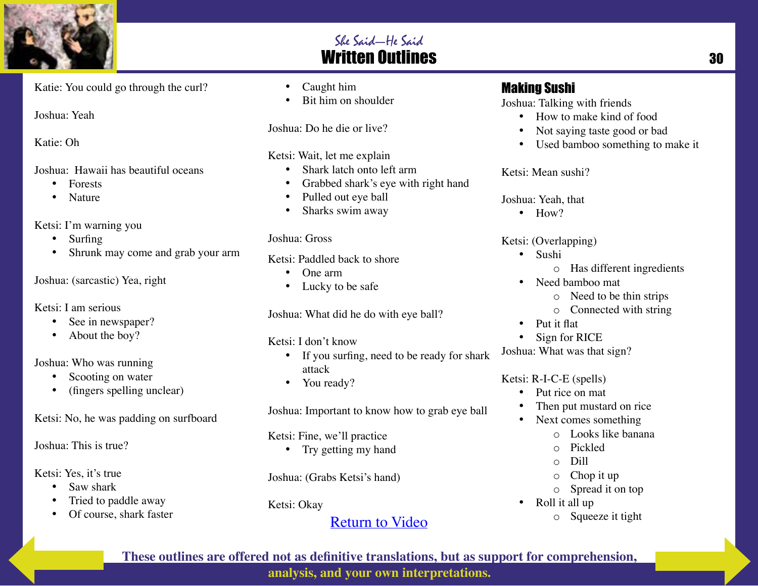Katie: You could go through the curl?

Joshua: Yeah

Katie: Oh

Joshua: Hawaii has beautiful oceans

- Forests
- Nature

Ketsi: I'm warning you

- Surfing
- Shrunk may come and grab your arm

Joshua: (sarcastic) Yea, right

Ketsi: I am serious

- See in newspaper?
- About the boy?

Joshua: Who was running

- Scooting on water
- (fingers spelling unclear)

Ketsi: No, he was padding on surfboard

Joshua: This is true?

Ketsi: Yes, it's true

- Saw shark
- Tried to paddle away
- Of course, shark faster
- Caught him
- Bit him on shoulder

Joshua: Do he die or live?

Ketsi: Wait, let me explain

- Shark latch onto left arm
- Grabbed shark's eye with right hand
- Pulled out eye ball
- Sharks swim away

Joshua: Gross

Ketsi: Paddled back to shore

- One arm
- Lucky to be safe

Joshua: What did he do with eye ball?

Ketsi: I don't know

- If you surfing, need to be ready for shark attack
- You ready?

Joshua: Important to know how to grab eye ball

Ketsi: Fine, we'll practice

- Try getting my hand

Joshua: (Grabs Ketsi's hand)

Ketsi: Okay

Return to Video

## Making Sushi

Joshua: Talking with friends

- How to make kind of food
- Not saying taste good or bad
- Used bamboo something to make it

Ketsi: Mean sushi?

Joshua: Yeah, that

- How?

Ketsi: (Overlapping)

- Sushi
  - Has different ingredients
- Need bamboo mat
  - Need to be thin strips
  - Connected with string
- Put it flat
- Sign for RICE

Joshua: What was that sign?

Ketsi: R-I-C-E (spells)

- Put rice on mat
- Then put mustard on rice
- Next comes something
  - Looks like banana
  - Pickled
  - Dill
  - Chop it up
  - Spread it on top
- Roll it all up
  - Squeeze it tight

**These outlines are offered not as definitive translations, but as support for comprehension, analysis, and your own interpretations.**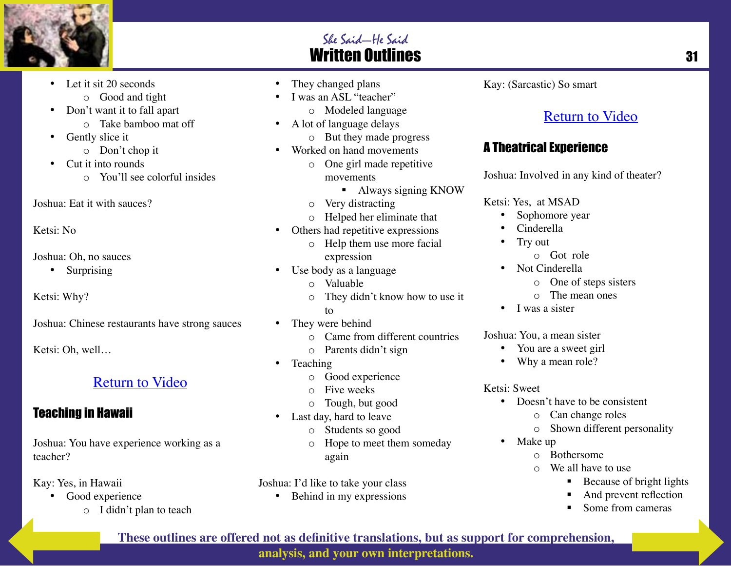- Let it sit 20 seconds
  - Good and tight
- Don't want it to fall apart
  - Take bamboo mat off
- Gently slice it
  - Don't chop it
- Cut it into rounds
  - You'll see colorful insides

Joshua: Eat it with sauces?

Ketsi: No

Joshua: Oh, no sauces

- Surprising

Ketsi: Why?

Joshua: Chinese restaurants have strong sauces

Ketsi: Oh, well…

Return to Video

## Teaching in Hawaii

Joshua: You have experience working as a teacher?

Kay: Yes, in Hawaii

- Good experience
  - I didn't plan to teach
- They changed plans
- I was an ASL "teacher"
  - Modeled language
- A lot of language delays
  - But they made progress
- Worked on hand movements
  - One girl made repetitive movements
    - Always signing KNOW
  - Very distracting
  - Helped her eliminate that
- Others had repetitive expressions
  - Help them use more facial expression
- Use body as a language
  - Valuable
  - They didn't know how to use it to
- They were behind
  - Came from different countries
  - Parents didn't sign
- Teaching
  - Good experience
  - Five weeks
  - Tough, but good
- Last day, hard to leave
  - Students so good
  - Hope to meet them someday again

Joshua: I'd like to take your class

- Behind in my expressions

Kay: (Sarcastic) So smart

Return to Video

## A Theatrical Experience

Joshua: Involved in any kind of theater?

Ketsi: Yes, at MSAD

- Sophomore year
- Cinderella
- Try out
  - Got role
- Not Cinderella
  - One of steps sisters
  - The mean ones
- I was a sister

Joshua: You, a mean sister

- You are a sweet girl
- Why a mean role?

Ketsi: Sweet

- Doesn't have to be consistent
  - Can change roles
  - Shown different personality
- Make up
  - Bothersome
  - We all have to use
    - Because of bright lights
    - And prevent reflection
    - Some from cameras

These outlines are offered not as definitive translations, but as support for comprehension, analysis, and your own interpretations.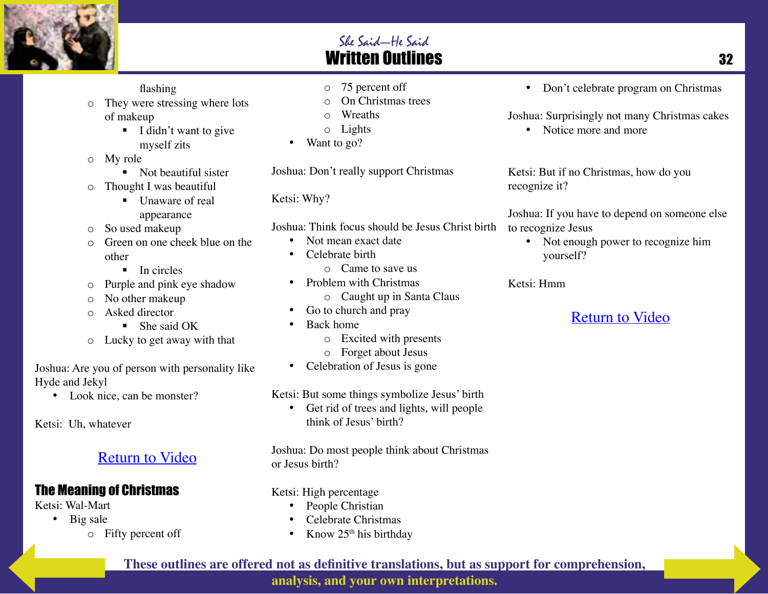flashing
  - They were stressing where lots of makeup
    - I didn't want to give myself zits
  - My role
    - Not beautiful sister
  - Thought I was beautiful
    - Unaware of real appearance
  - So used makeup
  - Green on one cheek blue on the other
    - In circles
  - Purple and pink eye shadow
  - No other makeup
  - Asked director
    - She said OK
  - Lucky to get away with that

Joshua: Are you of person with personality like Hyde and Jekyl
- Look nice, can be monster?

Ketsi: Uh, whatever

Return to Video

## The Meaning of Christmas

Ketsi: Wal-Mart
- Big sale
  - Fifty percent off
  - 75 percent off
  - On Christmas trees
  - Wreaths
  - Lights
- Want to go?

Joshua: Don't really support Christmas

Ketsi: Why?

Joshua: Think focus should be Jesus Christ birth
- Not mean exact date
- Celebrate birth
  - Came to save us
- Problem with Christmas
  - Caught up in Santa Claus
- Go to church and pray
- Back home
  - Excited with presents
  - Forget about Jesus
- Celebration of Jesus is gone

Ketsi: But some things symbolize Jesus' birth
- Get rid of trees and lights, will people think of Jesus' birth?

Joshua: Do most people think about Christmas or Jesus birth?

Ketsi: High percentage
- People Christian
- Celebrate Christmas
- Know 25th his birthday
- Don't celebrate program on Christmas

Joshua: Surprisingly not many Christmas cakes
- Notice more and more

Ketsi: But if no Christmas, how do you recognize it?

Joshua: If you have to depend on someone else to recognize Jesus
- Not enough power to recognize him yourself?

Ketsi: Hmm

Return to Video

**These outlines are offered not as definitive translations, but as support for comprehension, analysis, and your own interpretations.**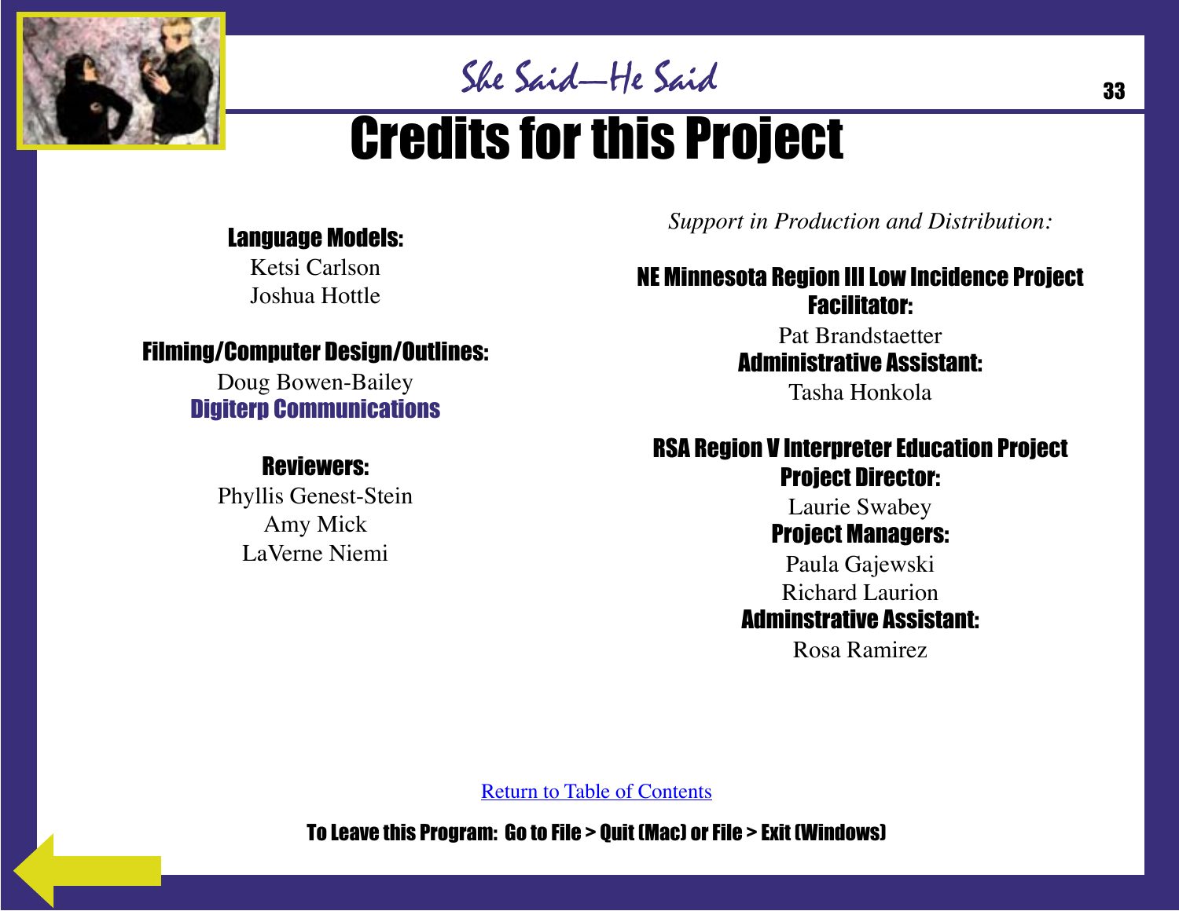# Credits for this Project

**Language Models:**
Ketsi Carlson
Joshua Hottle

**Filming/Computer Design/Outlines:**
Doug Bowen-Bailey
**Digiterp Communications**

**Reviewers:**
Phyllis Genest-Stein
Amy Mick
LaVerne Niemi

*Support in Production and Distribution:*

**NE Minnesota Region III Low Incidence Project**

**Facilitator:**
Pat Brandstaetter

**Administrative Assistant:**
Tasha Honkola

**RSA Region V Interpreter Education Project**

**Project Director:**
Laurie Swabey

**Project Managers:**
Paula Gajewski
Richard Laurion

**Adminstrative Assistant:**
Rosa Ramirez

Return to Table of Contents

**To Leave this Program: Go to File > Quit (Mac) or File > Exit (Windows)**